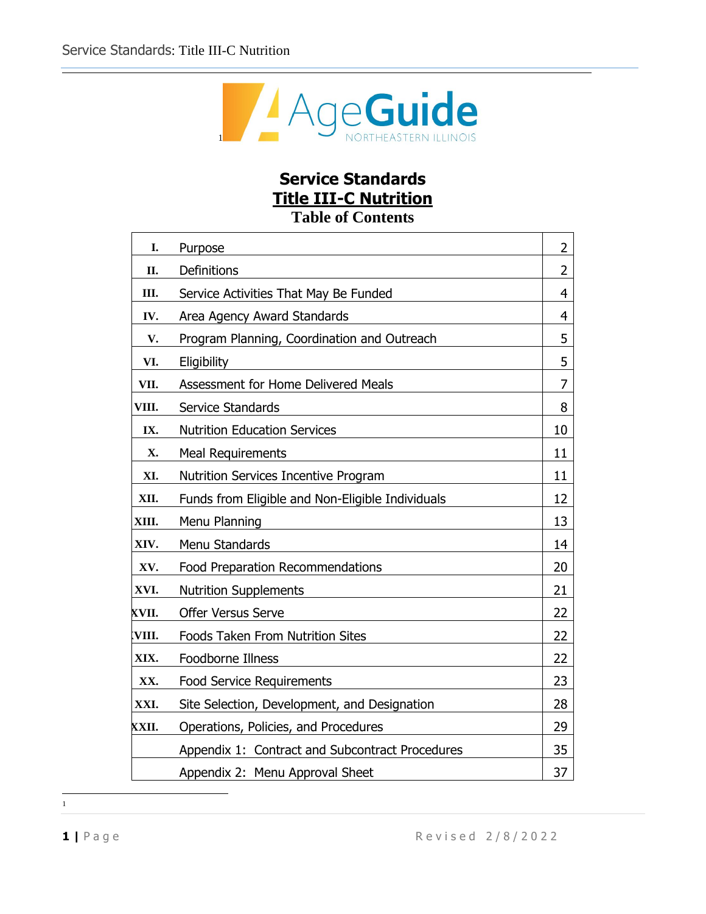# Service Standards

## Title III-C Nutrition

### Table of Contents

| | | |
|---|---|---|
| I. | Purpose | 2 |
| II. | Definitions | 2 |
| III. | Service Activities That May Be Funded | 4 |
| IV. | Area Agency Award Standards | 4 |
| V. | Program Planning, Coordination and Outreach | 5 |
| VI. | Eligibility | 5 |
| VII. | Assessment for Home Delivered Meals | 7 |
| VIII. | Service Standards | 8 |
| IX. | Nutrition Education Services | 10 |
| X. | Meal Requirements | 11 |
| XI. | Nutrition Services Incentive Program | 11 |
| XII. | Funds from Eligible and Non-Eligible Individuals | 12 |
| XIII. | Menu Planning | 13 |
| XIV. | Menu Standards | 14 |
| XV. | Food Preparation Recommendations | 20 |
| XVI. | Nutrition Supplements | 21 |
| XVII. | Offer Versus Serve | 22 |
| XVIII. | Foods Taken From Nutrition Sites | 22 |
| XIX. | Foodborne Illness | 22 |
| XX. | Food Service Requirements | 23 |
| XXI. | Site Selection, Development, and Designation | 28 |
| XXII. | Operations, Policies, and Procedures | 29 |
| | Appendix 1: Contract and Subcontract Procedures | 35 |
| | Appendix 2: Menu Approval Sheet | 37 |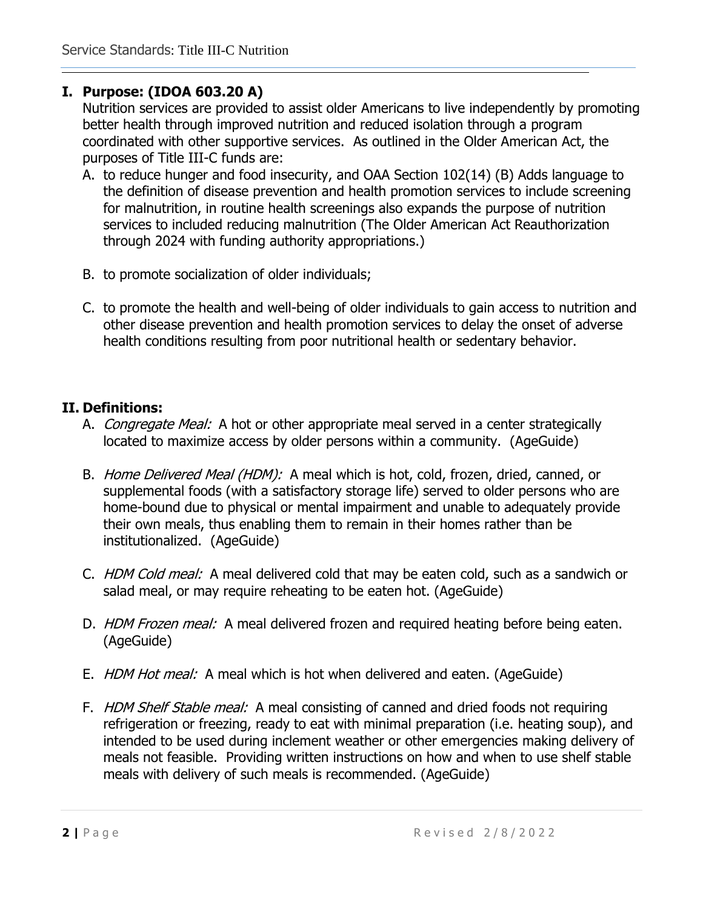## I. Purpose: (IDOA 603.20 A)

Nutrition services are provided to assist older Americans to live independently by promoting better health through improved nutrition and reduced isolation through a program coordinated with other supportive services. As outlined in the Older American Act, the purposes of Title III-C funds are:

A. to reduce hunger and food insecurity, and OAA Section 102(14) (B) Adds language to the definition of disease prevention and health promotion services to include screening for malnutrition, in routine health screenings also expands the purpose of nutrition services to included reducing malnutrition (The Older American Act Reauthorization through 2024 with funding authority appropriations.)

B. to promote socialization of older individuals;

C. to promote the health and well-being of older individuals to gain access to nutrition and other disease prevention and health promotion services to delay the onset of adverse health conditions resulting from poor nutritional health or sedentary behavior.

## II. Definitions:

A. *Congregate Meal:* A hot or other appropriate meal served in a center strategically located to maximize access by older persons within a community. (AgeGuide)

B. *Home Delivered Meal (HDM):* A meal which is hot, cold, frozen, dried, canned, or supplemental foods (with a satisfactory storage life) served to older persons who are home-bound due to physical or mental impairment and unable to adequately provide their own meals, thus enabling them to remain in their homes rather than be institutionalized. (AgeGuide)

C. *HDM Cold meal:* A meal delivered cold that may be eaten cold, such as a sandwich or salad meal, or may require reheating to be eaten hot. (AgeGuide)

D. *HDM Frozen meal:* A meal delivered frozen and required heating before being eaten. (AgeGuide)

E. *HDM Hot meal:* A meal which is hot when delivered and eaten. (AgeGuide)

F. *HDM Shelf Stable meal:* A meal consisting of canned and dried foods not requiring refrigeration or freezing, ready to eat with minimal preparation (i.e. heating soup), and intended to be used during inclement weather or other emergencies making delivery of meals not feasible. Providing written instructions on how and when to use shelf stable meals with delivery of such meals is recommended. (AgeGuide)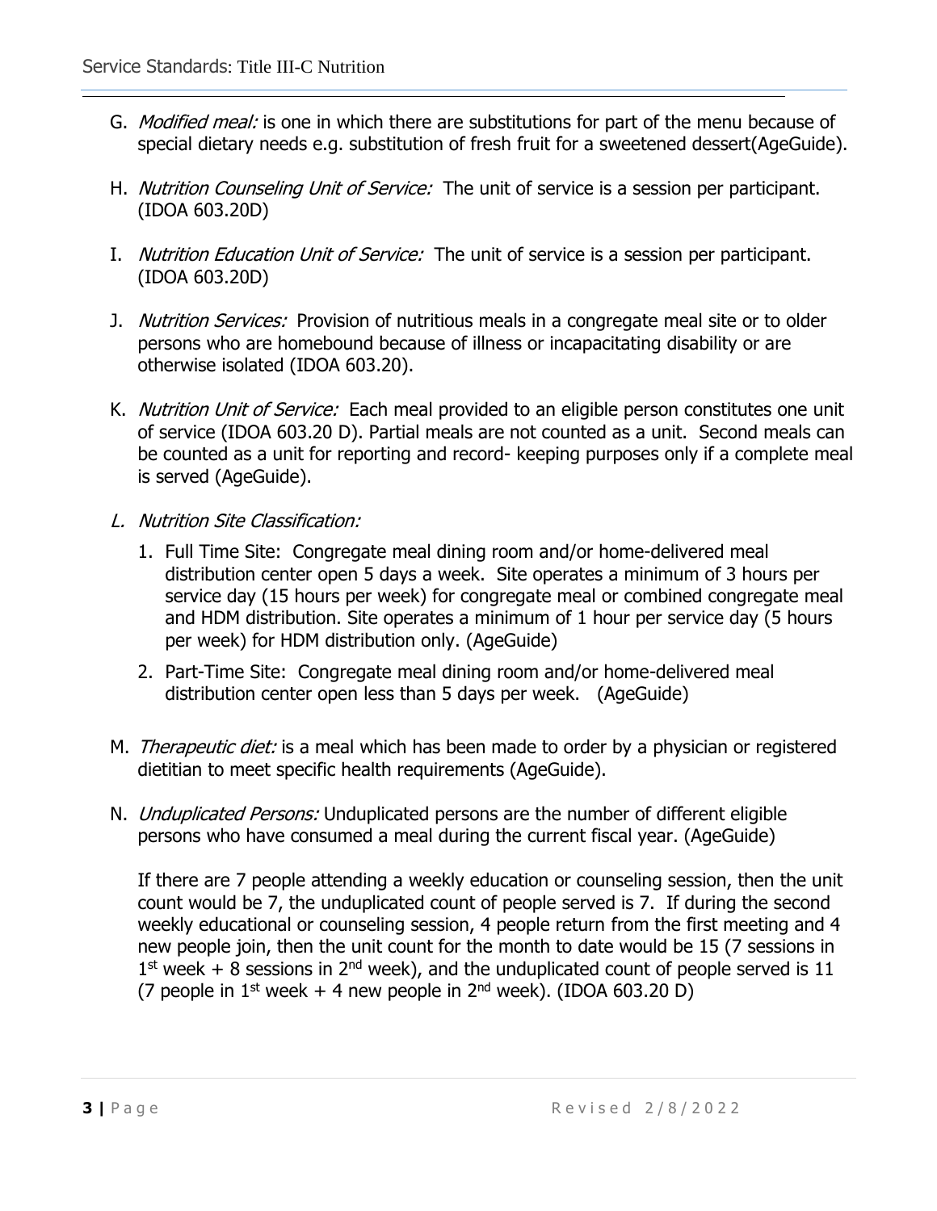G. *Modified meal:* is one in which there are substitutions for part of the menu because of special dietary needs e.g. substitution of fresh fruit for a sweetened dessert(AgeGuide).

H. *Nutrition Counseling Unit of Service:* The unit of service is a session per participant. (IDOA 603.20D)

I. *Nutrition Education Unit of Service:* The unit of service is a session per participant. (IDOA 603.20D)

J. *Nutrition Services:* Provision of nutritious meals in a congregate meal site or to older persons who are homebound because of illness or incapacitating disability or are otherwise isolated (IDOA 603.20).

K. *Nutrition Unit of Service:* Each meal provided to an eligible person constitutes one unit of service (IDOA 603.20 D). Partial meals are not counted as a unit. Second meals can be counted as a unit for reporting and record- keeping purposes only if a complete meal is served (AgeGuide).

L. *Nutrition Site Classification:*

   1. Full Time Site: Congregate meal dining room and/or home-delivered meal distribution center open 5 days a week. Site operates a minimum of 3 hours per service day (15 hours per week) for congregate meal or combined congregate meal and HDM distribution. Site operates a minimum of 1 hour per service day (5 hours per week) for HDM distribution only. (AgeGuide)
   2. Part-Time Site: Congregate meal dining room and/or home-delivered meal distribution center open less than 5 days per week. (AgeGuide)

M. *Therapeutic diet:* is a meal which has been made to order by a physician or registered dietitian to meet specific health requirements (AgeGuide).

N. *Unduplicated Persons:* Unduplicated persons are the number of different eligible persons who have consumed a meal during the current fiscal year. (AgeGuide)

   If there are 7 people attending a weekly education or counseling session, then the unit count would be 7, the unduplicated count of people served is 7. If during the second weekly educational or counseling session, 4 people return from the first meeting and 4 new people join, then the unit count for the month to date would be 15 (7 sessions in 1st week + 8 sessions in 2nd week), and the unduplicated count of people served is 11 (7 people in 1st week + 4 new people in 2nd week). (IDOA 603.20 D)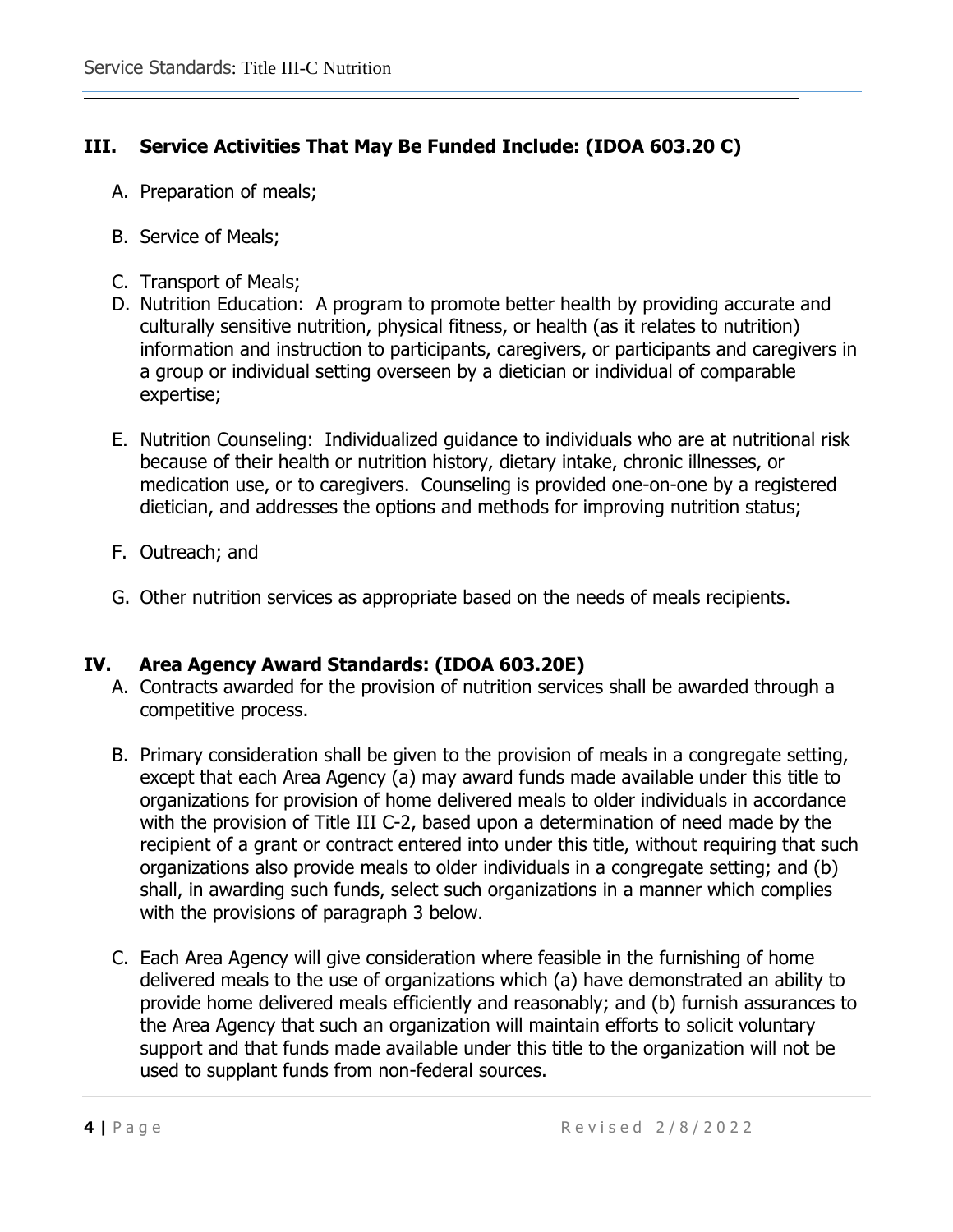## III. Service Activities That May Be Funded Include: (IDOA 603.20 C)

A. Preparation of meals;

B. Service of Meals;

C. Transport of Meals;

D. Nutrition Education: A program to promote better health by providing accurate and culturally sensitive nutrition, physical fitness, or health (as it relates to nutrition) information and instruction to participants, caregivers, or participants and caregivers in a group or individual setting overseen by a dietician or individual of comparable expertise;

E. Nutrition Counseling: Individualized guidance to individuals who are at nutritional risk because of their health or nutrition history, dietary intake, chronic illnesses, or medication use, or to caregivers. Counseling is provided one-on-one by a registered dietician, and addresses the options and methods for improving nutrition status;

F. Outreach; and

G. Other nutrition services as appropriate based on the needs of meals recipients.

## IV. Area Agency Award Standards: (IDOA 603.20E)

A. Contracts awarded for the provision of nutrition services shall be awarded through a competitive process.

B. Primary consideration shall be given to the provision of meals in a congregate setting, except that each Area Agency (a) may award funds made available under this title to organizations for provision of home delivered meals to older individuals in accordance with the provision of Title III C-2, based upon a determination of need made by the recipient of a grant or contract entered into under this title, without requiring that such organizations also provide meals to older individuals in a congregate setting; and (b) shall, in awarding such funds, select such organizations in a manner which complies with the provisions of paragraph 3 below.

C. Each Area Agency will give consideration where feasible in the furnishing of home delivered meals to the use of organizations which (a) have demonstrated an ability to provide home delivered meals efficiently and reasonably; and (b) furnish assurances to the Area Agency that such an organization will maintain efforts to solicit voluntary support and that funds made available under this title to the organization will not be used to supplant funds from non-federal sources.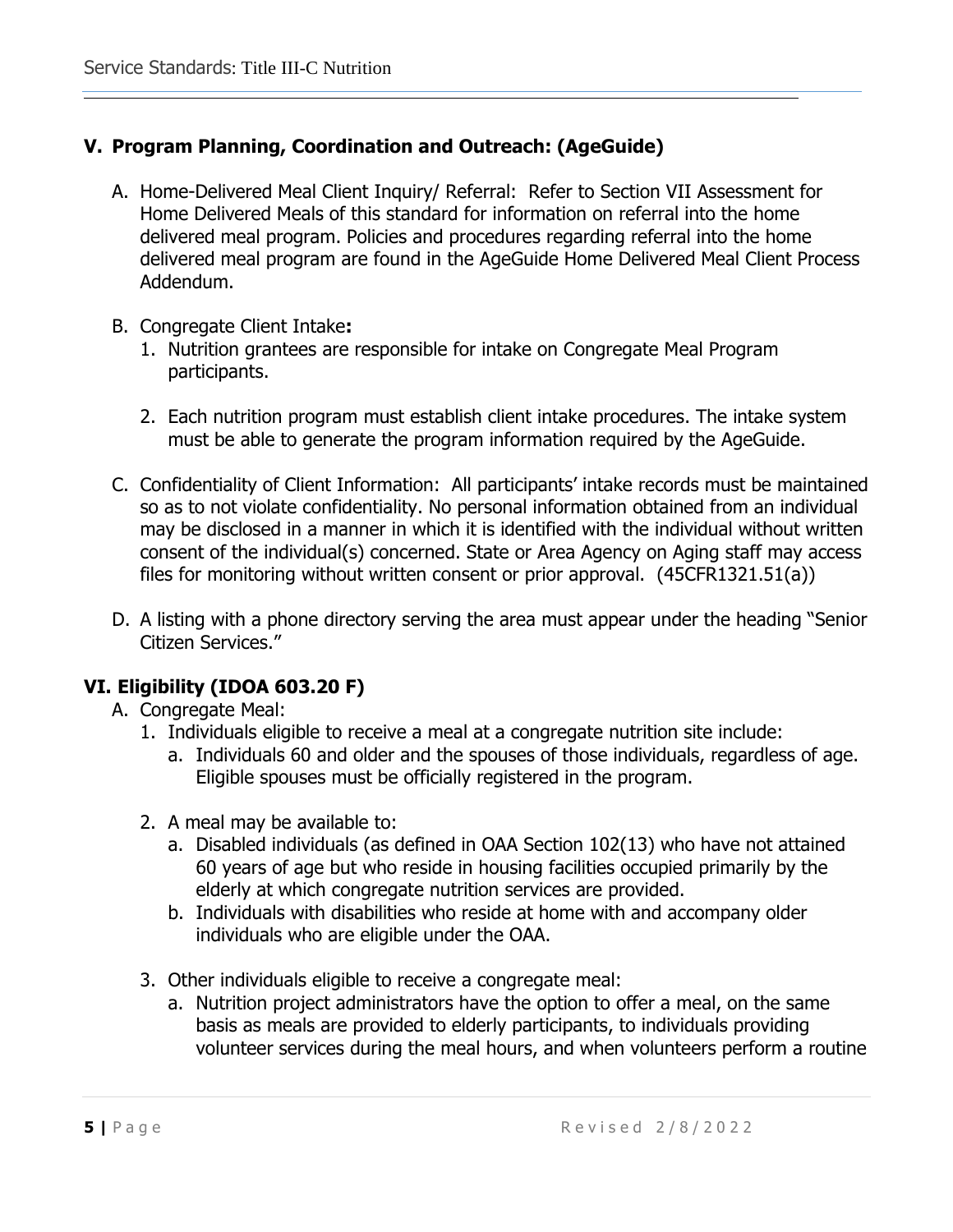## V. Program Planning, Coordination and Outreach: (AgeGuide)

A. Home-Delivered Meal Client Inquiry/ Referral: Refer to Section VII Assessment for Home Delivered Meals of this standard for information on referral into the home delivered meal program. Policies and procedures regarding referral into the home delivered meal program are found in the AgeGuide Home Delivered Meal Client Process Addendum.

B. Congregate Client Intake**:**
   1. Nutrition grantees are responsible for intake on Congregate Meal Program participants.

   2. Each nutrition program must establish client intake procedures. The intake system must be able to generate the program information required by the AgeGuide.

C. Confidentiality of Client Information: All participants' intake records must be maintained so as to not violate confidentiality. No personal information obtained from an individual may be disclosed in a manner in which it is identified with the individual without written consent of the individual(s) concerned. State or Area Agency on Aging staff may access files for monitoring without written consent or prior approval. (45CFR1321.51(a))

D. A listing with a phone directory serving the area must appear under the heading "Senior Citizen Services."

## VI. Eligibility (IDOA 603.20 F)

A. Congregate Meal:
   1. Individuals eligible to receive a meal at a congregate nutrition site include:
      a. Individuals 60 and older and the spouses of those individuals, regardless of age. Eligible spouses must be officially registered in the program.

   2. A meal may be available to:
      a. Disabled individuals (as defined in OAA Section 102(13) who have not attained 60 years of age but who reside in housing facilities occupied primarily by the elderly at which congregate nutrition services are provided.
      b. Individuals with disabilities who reside at home with and accompany older individuals who are eligible under the OAA.

   3. Other individuals eligible to receive a congregate meal:
      a. Nutrition project administrators have the option to offer a meal, on the same basis as meals are provided to elderly participants, to individuals providing volunteer services during the meal hours, and when volunteers perform a routine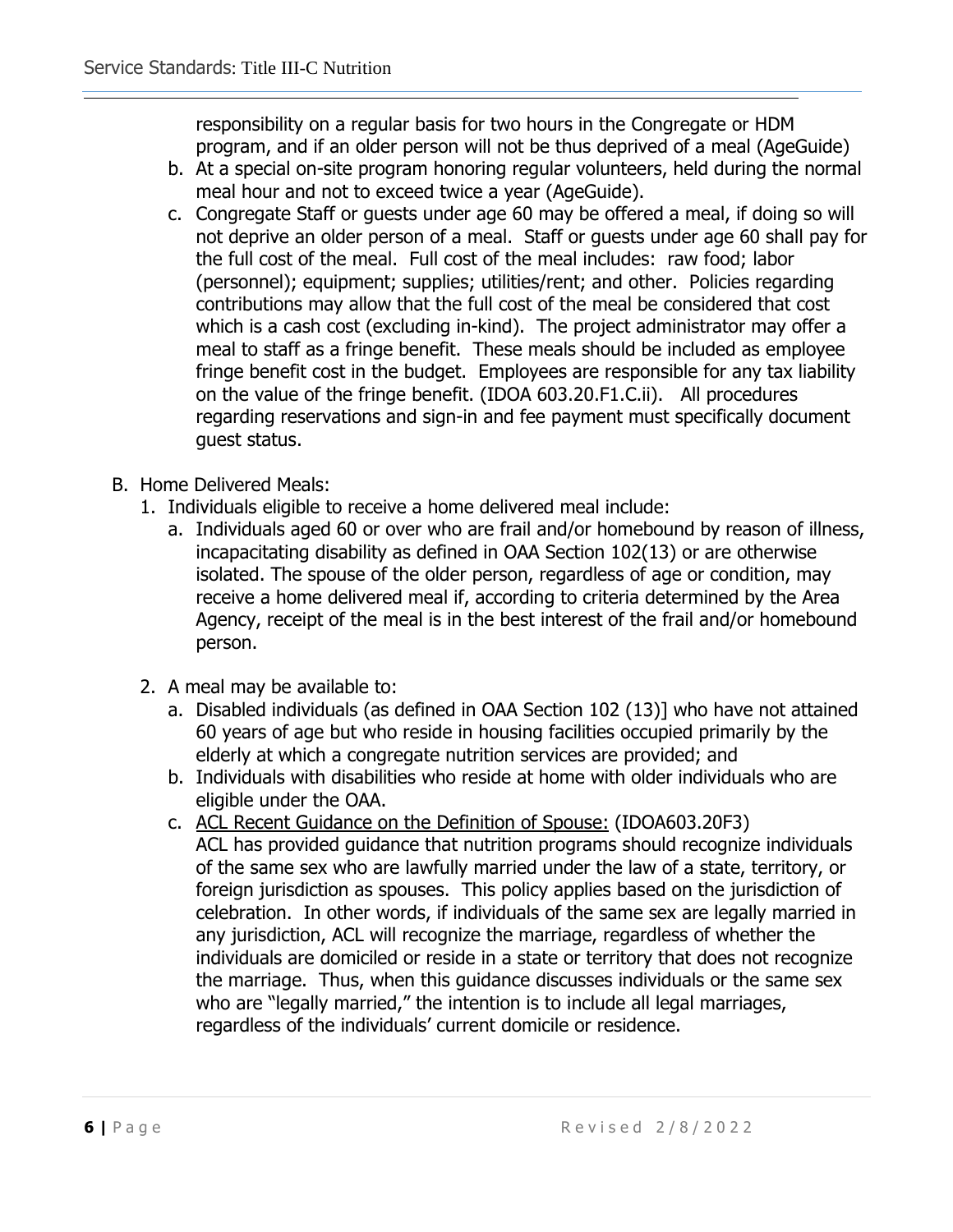responsibility on a regular basis for two hours in the Congregate or HDM program, and if an older person will not be thus deprived of a meal (AgeGuide)

b. At a special on-site program honoring regular volunteers, held during the normal meal hour and not to exceed twice a year (AgeGuide).

c. Congregate Staff or guests under age 60 may be offered a meal, if doing so will not deprive an older person of a meal. Staff or guests under age 60 shall pay for the full cost of the meal. Full cost of the meal includes: raw food; labor (personnel); equipment; supplies; utilities/rent; and other. Policies regarding contributions may allow that the full cost of the meal be considered that cost which is a cash cost (excluding in-kind). The project administrator may offer a meal to staff as a fringe benefit. These meals should be included as employee fringe benefit cost in the budget. Employees are responsible for any tax liability on the value of the fringe benefit. (IDOA 603.20.F1.C.ii). All procedures regarding reservations and sign-in and fee payment must specifically document guest status.

B. Home Delivered Meals:

1. Individuals eligible to receive a home delivered meal include:
   a. Individuals aged 60 or over who are frail and/or homebound by reason of illness, incapacitating disability as defined in OAA Section 102(13) or are otherwise isolated. The spouse of the older person, regardless of age or condition, may receive a home delivered meal if, according to criteria determined by the Area Agency, receipt of the meal is in the best interest of the frail and/or homebound person.

2. A meal may be available to:
   a. Disabled individuals (as defined in OAA Section 102 (13)] who have not attained 60 years of age but who reside in housing facilities occupied primarily by the elderly at which a congregate nutrition services are provided; and
   b. Individuals with disabilities who reside at home with older individuals who are eligible under the OAA.
   c. <u>ACL Recent Guidance on the Definition of Spouse:</u> (IDOA603.20F3)
      ACL has provided guidance that nutrition programs should recognize individuals of the same sex who are lawfully married under the law of a state, territory, or foreign jurisdiction as spouses. This policy applies based on the jurisdiction of celebration. In other words, if individuals of the same sex are legally married in any jurisdiction, ACL will recognize the marriage, regardless of whether the individuals are domiciled or reside in a state or territory that does not recognize the marriage. Thus, when this guidance discusses individuals or the same sex who are "legally married," the intention is to include all legal marriages, regardless of the individuals' current domicile or residence.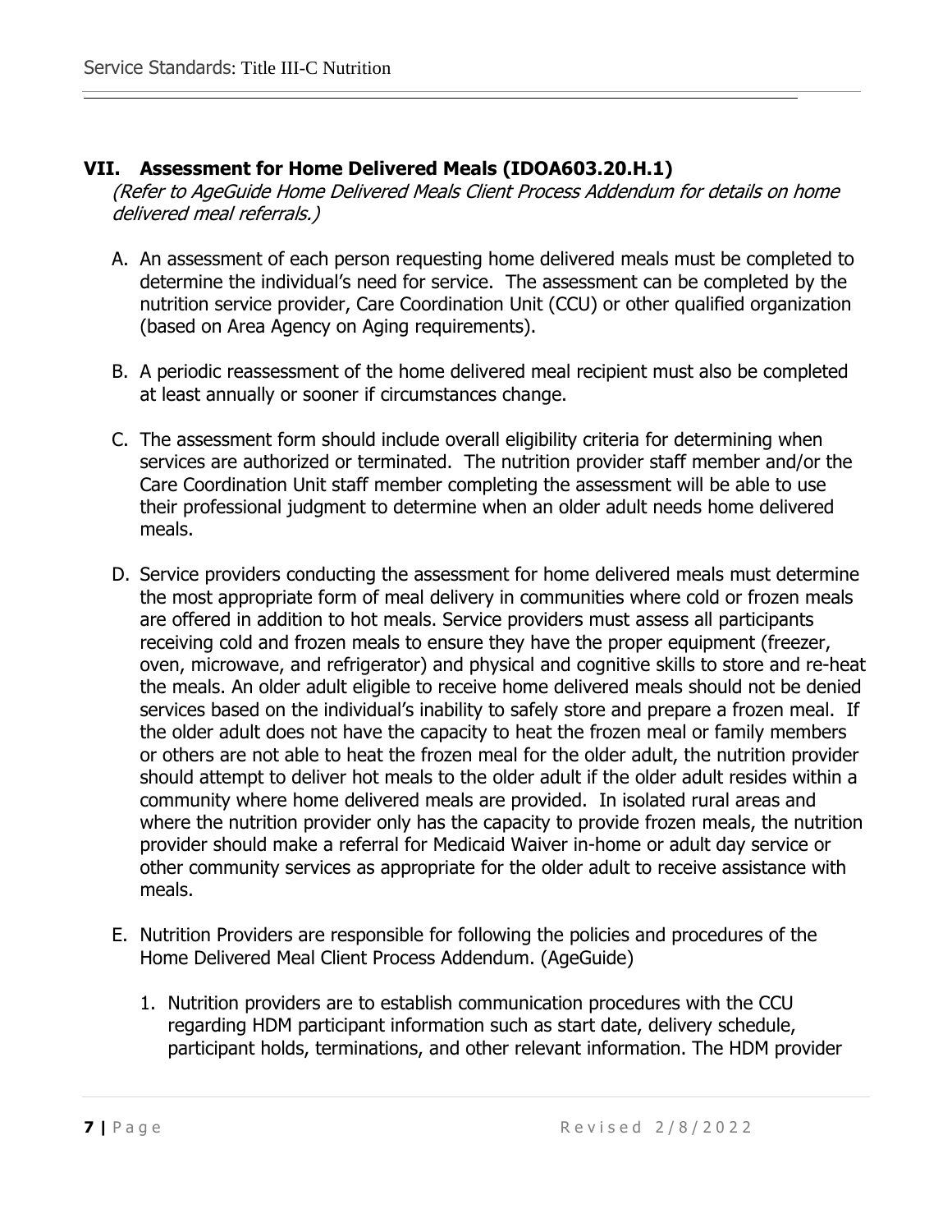## VII. Assessment for Home Delivered Meals (IDOA603.20.H.1)

*(Refer to AgeGuide Home Delivered Meals Client Process Addendum for details on home delivered meal referrals.)*

A. An assessment of each person requesting home delivered meals must be completed to determine the individual's need for service. The assessment can be completed by the nutrition service provider, Care Coordination Unit (CCU) or other qualified organization (based on Area Agency on Aging requirements).

B. A periodic reassessment of the home delivered meal recipient must also be completed at least annually or sooner if circumstances change.

C. The assessment form should include overall eligibility criteria for determining when services are authorized or terminated. The nutrition provider staff member and/or the Care Coordination Unit staff member completing the assessment will be able to use their professional judgment to determine when an older adult needs home delivered meals.

D. Service providers conducting the assessment for home delivered meals must determine the most appropriate form of meal delivery in communities where cold or frozen meals are offered in addition to hot meals. Service providers must assess all participants receiving cold and frozen meals to ensure they have the proper equipment (freezer, oven, microwave, and refrigerator) and physical and cognitive skills to store and re-heat the meals. An older adult eligible to receive home delivered meals should not be denied services based on the individual's inability to safely store and prepare a frozen meal. If the older adult does not have the capacity to heat the frozen meal or family members or others are not able to heat the frozen meal for the older adult, the nutrition provider should attempt to deliver hot meals to the older adult if the older adult resides within a community where home delivered meals are provided. In isolated rural areas and where the nutrition provider only has the capacity to provide frozen meals, the nutrition provider should make a referral for Medicaid Waiver in-home or adult day service or other community services as appropriate for the older adult to receive assistance with meals.

E. Nutrition Providers are responsible for following the policies and procedures of the Home Delivered Meal Client Process Addendum. (AgeGuide)

   1. Nutrition providers are to establish communication procedures with the CCU regarding HDM participant information such as start date, delivery schedule, participant holds, terminations, and other relevant information. The HDM provider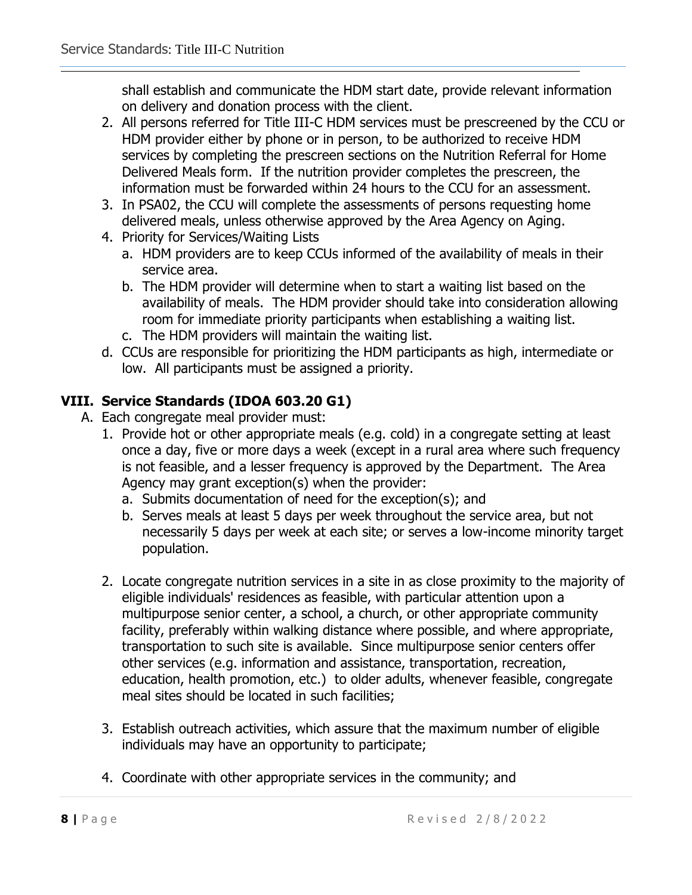shall establish and communicate the HDM start date, provide relevant information on delivery and donation process with the client.

2. All persons referred for Title III-C HDM services must be prescreened by the CCU or HDM provider either by phone or in person, to be authorized to receive HDM services by completing the prescreen sections on the Nutrition Referral for Home Delivered Meals form. If the nutrition provider completes the prescreen, the information must be forwarded within 24 hours to the CCU for an assessment.
3. In PSA02, the CCU will complete the assessments of persons requesting home delivered meals, unless otherwise approved by the Area Agency on Aging.
4. Priority for Services/Waiting Lists
   a. HDM providers are to keep CCUs informed of the availability of meals in their service area.
   b. The HDM provider will determine when to start a waiting list based on the availability of meals. The HDM provider should take into consideration allowing room for immediate priority participants when establishing a waiting list.
   c. The HDM providers will maintain the waiting list.
   d. CCUs are responsible for prioritizing the HDM participants as high, intermediate or low. All participants must be assigned a priority.

## VIII. Service Standards (IDOA 603.20 G1)

A. Each congregate meal provider must:

1. Provide hot or other appropriate meals (e.g. cold) in a congregate setting at least once a day, five or more days a week (except in a rural area where such frequency is not feasible, and a lesser frequency is approved by the Department. The Area Agency may grant exception(s) when the provider:
   a. Submits documentation of need for the exception(s); and
   b. Serves meals at least 5 days per week throughout the service area, but not necessarily 5 days per week at each site; or serves a low-income minority target population.

2. Locate congregate nutrition services in a site in as close proximity to the majority of eligible individuals' residences as feasible, with particular attention upon a multipurpose senior center, a school, a church, or other appropriate community facility, preferably within walking distance where possible, and where appropriate, transportation to such site is available. Since multipurpose senior centers offer other services (e.g. information and assistance, transportation, recreation, education, health promotion, etc.) to older adults, whenever feasible, congregate meal sites should be located in such facilities;

3. Establish outreach activities, which assure that the maximum number of eligible individuals may have an opportunity to participate;

4. Coordinate with other appropriate services in the community; and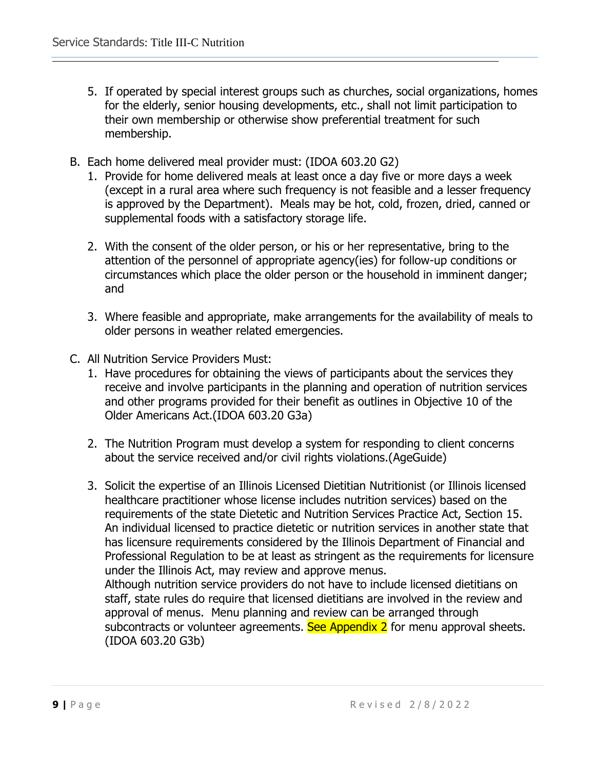5. If operated by special interest groups such as churches, social organizations, homes for the elderly, senior housing developments, etc., shall not limit participation to their own membership or otherwise show preferential treatment for such membership.

B. Each home delivered meal provider must: (IDOA 603.20 G2)
   1. Provide for home delivered meals at least once a day five or more days a week (except in a rural area where such frequency is not feasible and a lesser frequency is approved by the Department). Meals may be hot, cold, frozen, dried, canned or supplemental foods with a satisfactory storage life.

   2. With the consent of the older person, or his or her representative, bring to the attention of the personnel of appropriate agency(ies) for follow-up conditions or circumstances which place the older person or the household in imminent danger; and

   3. Where feasible and appropriate, make arrangements for the availability of meals to older persons in weather related emergencies.

C. All Nutrition Service Providers Must:
   1. Have procedures for obtaining the views of participants about the services they receive and involve participants in the planning and operation of nutrition services and other programs provided for their benefit as outlines in Objective 10 of the Older Americans Act.(IDOA 603.20 G3a)

   2. The Nutrition Program must develop a system for responding to client concerns about the service received and/or civil rights violations.(AgeGuide)

   3. Solicit the expertise of an Illinois Licensed Dietitian Nutritionist (or Illinois licensed healthcare practitioner whose license includes nutrition services) based on the requirements of the state Dietetic and Nutrition Services Practice Act, Section 15. An individual licensed to practice dietetic or nutrition services in another state that has licensure requirements considered by the Illinois Department of Financial and Professional Regulation to be at least as stringent as the requirements for licensure under the Illinois Act, may review and approve menus.
      Although nutrition service providers do not have to include licensed dietitians on staff, state rules do require that licensed dietitians are involved in the review and approval of menus. Menu planning and review can be arranged through subcontracts or volunteer agreements. See Appendix 2 for menu approval sheets. (IDOA 603.20 G3b)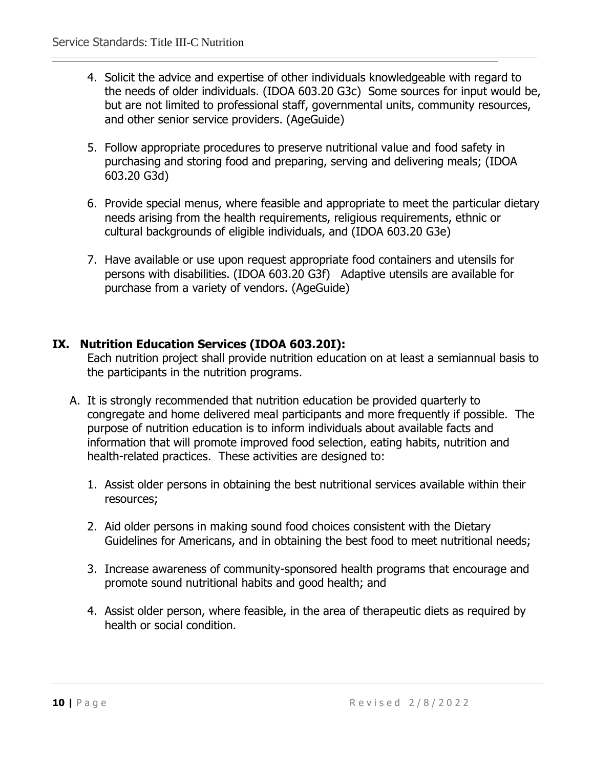4. Solicit the advice and expertise of other individuals knowledgeable with regard to the needs of older individuals. (IDOA 603.20 G3c) Some sources for input would be, but are not limited to professional staff, governmental units, community resources, and other senior service providers. (AgeGuide)

5. Follow appropriate procedures to preserve nutritional value and food safety in purchasing and storing food and preparing, serving and delivering meals; (IDOA 603.20 G3d)

6. Provide special menus, where feasible and appropriate to meet the particular dietary needs arising from the health requirements, religious requirements, ethnic or cultural backgrounds of eligible individuals, and (IDOA 603.20 G3e)

7. Have available or use upon request appropriate food containers and utensils for persons with disabilities. (IDOA 603.20 G3f) Adaptive utensils are available for purchase from a variety of vendors. (AgeGuide)

## IX. Nutrition Education Services (IDOA 603.20I):

Each nutrition project shall provide nutrition education on at least a semiannual basis to the participants in the nutrition programs.

A. It is strongly recommended that nutrition education be provided quarterly to congregate and home delivered meal participants and more frequently if possible. The purpose of nutrition education is to inform individuals about available facts and information that will promote improved food selection, eating habits, nutrition and health-related practices. These activities are designed to:

   1. Assist older persons in obtaining the best nutritional services available within their resources;

   2. Aid older persons in making sound food choices consistent with the Dietary Guidelines for Americans, and in obtaining the best food to meet nutritional needs;

   3. Increase awareness of community-sponsored health programs that encourage and promote sound nutritional habits and good health; and

   4. Assist older person, where feasible, in the area of therapeutic diets as required by health or social condition.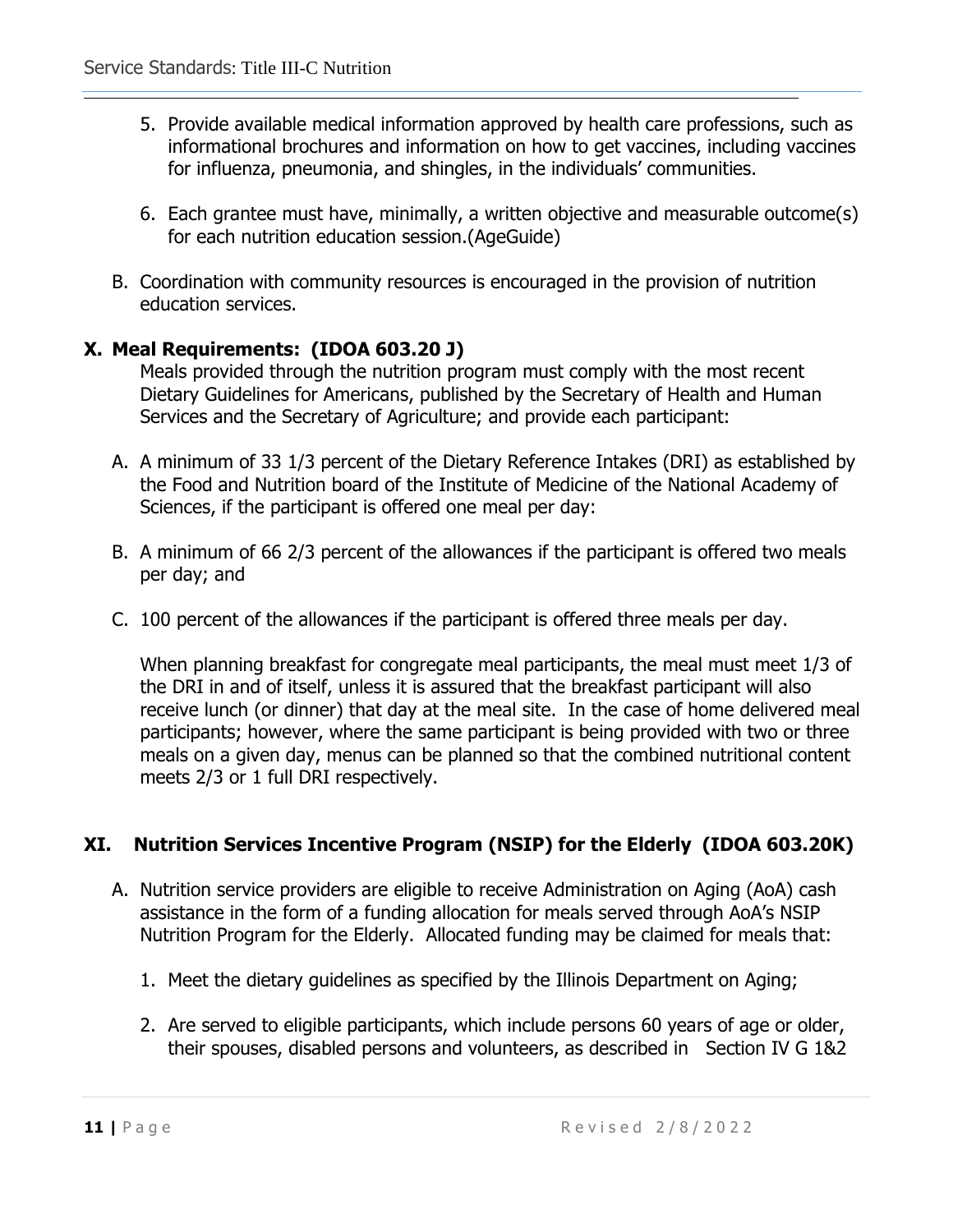5. Provide available medical information approved by health care professions, such as informational brochures and information on how to get vaccines, including vaccines for influenza, pneumonia, and shingles, in the individuals' communities.

6. Each grantee must have, minimally, a written objective and measurable outcome(s) for each nutrition education session.(AgeGuide)

B. Coordination with community resources is encouraged in the provision of nutrition education services.

## X. Meal Requirements: (IDOA 603.20 J)

Meals provided through the nutrition program must comply with the most recent Dietary Guidelines for Americans, published by the Secretary of Health and Human Services and the Secretary of Agriculture; and provide each participant:

A. A minimum of 33 1/3 percent of the Dietary Reference Intakes (DRI) as established by the Food and Nutrition board of the Institute of Medicine of the National Academy of Sciences, if the participant is offered one meal per day:

B. A minimum of 66 2/3 percent of the allowances if the participant is offered two meals per day; and

C. 100 percent of the allowances if the participant is offered three meals per day.

When planning breakfast for congregate meal participants, the meal must meet 1/3 of the DRI in and of itself, unless it is assured that the breakfast participant will also receive lunch (or dinner) that day at the meal site. In the case of home delivered meal participants; however, where the same participant is being provided with two or three meals on a given day, menus can be planned so that the combined nutritional content meets 2/3 or 1 full DRI respectively.

## XI. Nutrition Services Incentive Program (NSIP) for the Elderly (IDOA 603.20K)

A. Nutrition service providers are eligible to receive Administration on Aging (AoA) cash assistance in the form of a funding allocation for meals served through AoA's NSIP Nutrition Program for the Elderly. Allocated funding may be claimed for meals that:

1. Meet the dietary guidelines as specified by the Illinois Department on Aging;

2. Are served to eligible participants, which include persons 60 years of age or older, their spouses, disabled persons and volunteers, as described in Section IV G 1&2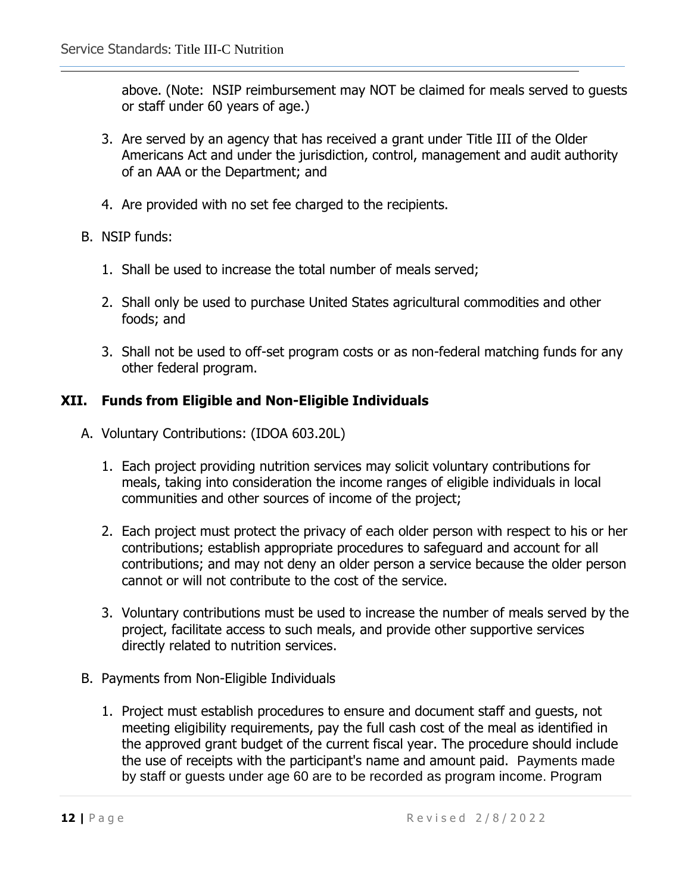above. (Note: NSIP reimbursement may NOT be claimed for meals served to guests or staff under 60 years of age.)

3. Are served by an agency that has received a grant under Title III of the Older Americans Act and under the jurisdiction, control, management and audit authority of an AAA or the Department; and

4. Are provided with no set fee charged to the recipients.

B. NSIP funds:

1. Shall be used to increase the total number of meals served;

2. Shall only be used to purchase United States agricultural commodities and other foods; and

3. Shall not be used to off-set program costs or as non-federal matching funds for any other federal program.

## XII. Funds from Eligible and Non-Eligible Individuals

A. Voluntary Contributions: (IDOA 603.20L)

1. Each project providing nutrition services may solicit voluntary contributions for meals, taking into consideration the income ranges of eligible individuals in local communities and other sources of income of the project;

2. Each project must protect the privacy of each older person with respect to his or her contributions; establish appropriate procedures to safeguard and account for all contributions; and may not deny an older person a service because the older person cannot or will not contribute to the cost of the service.

3. Voluntary contributions must be used to increase the number of meals served by the project, facilitate access to such meals, and provide other supportive services directly related to nutrition services.

B. Payments from Non-Eligible Individuals

1. Project must establish procedures to ensure and document staff and guests, not meeting eligibility requirements, pay the full cash cost of the meal as identified in the approved grant budget of the current fiscal year. The procedure should include the use of receipts with the participant's name and amount paid. Payments made by staff or guests under age 60 are to be recorded as program income. Program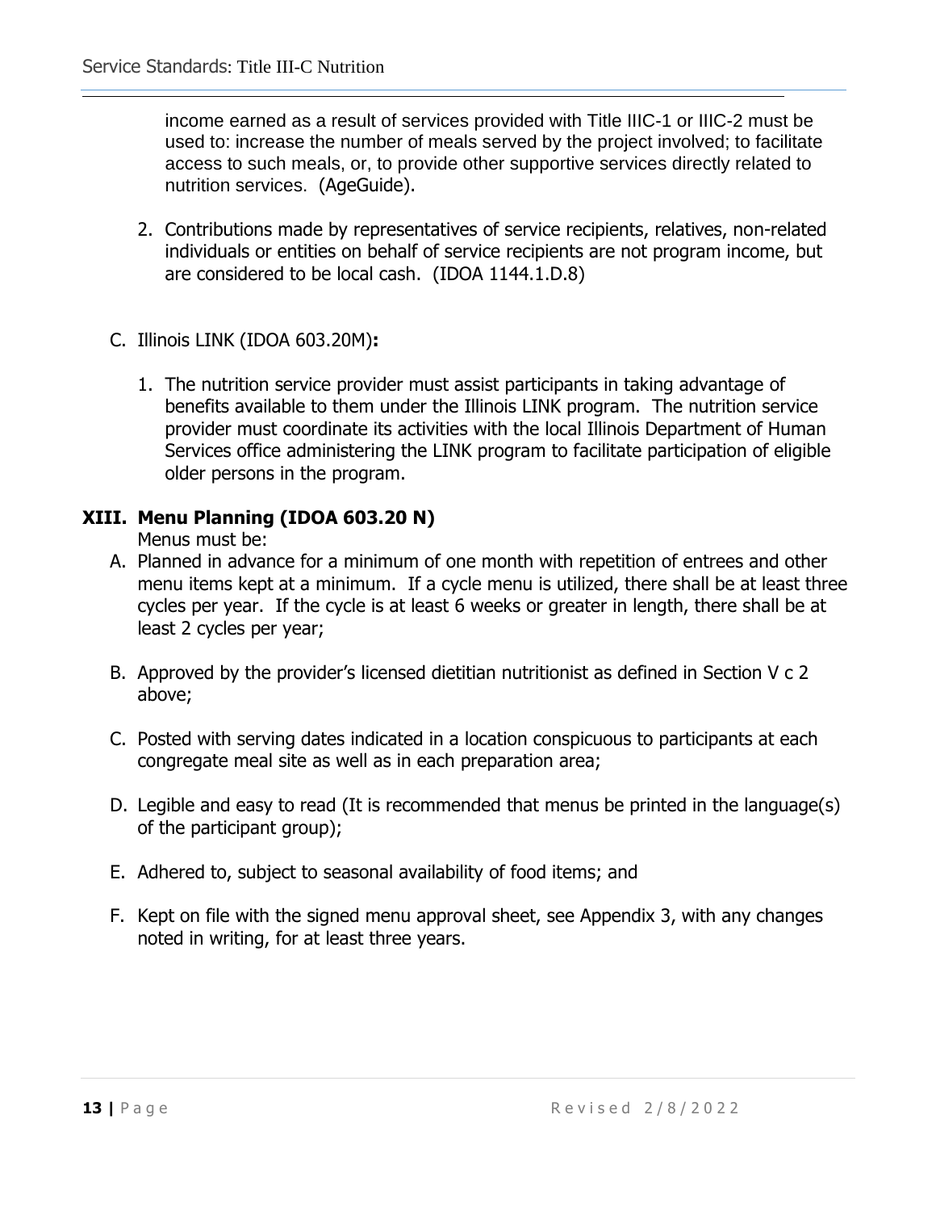income earned as a result of services provided with Title IIIC-1 or IIIC-2 must be used to: increase the number of meals served by the project involved; to facilitate access to such meals, or, to provide other supportive services directly related to nutrition services. (AgeGuide).

2. Contributions made by representatives of service recipients, relatives, non-related individuals or entities on behalf of service recipients are not program income, but are considered to be local cash. (IDOA 1144.1.D.8)

C. Illinois LINK (IDOA 603.20M)**:**

1. The nutrition service provider must assist participants in taking advantage of benefits available to them under the Illinois LINK program. The nutrition service provider must coordinate its activities with the local Illinois Department of Human Services office administering the LINK program to facilitate participation of eligible older persons in the program.

## XIII. Menu Planning (IDOA 603.20 N)

Menus must be:

A. Planned in advance for a minimum of one month with repetition of entrees and other menu items kept at a minimum. If a cycle menu is utilized, there shall be at least three cycles per year. If the cycle is at least 6 weeks or greater in length, there shall be at least 2 cycles per year;

B. Approved by the provider's licensed dietitian nutritionist as defined in Section V c 2 above;

C. Posted with serving dates indicated in a location conspicuous to participants at each congregate meal site as well as in each preparation area;

D. Legible and easy to read (It is recommended that menus be printed in the language(s) of the participant group);

E. Adhered to, subject to seasonal availability of food items; and

F. Kept on file with the signed menu approval sheet, see Appendix 3, with any changes noted in writing, for at least three years.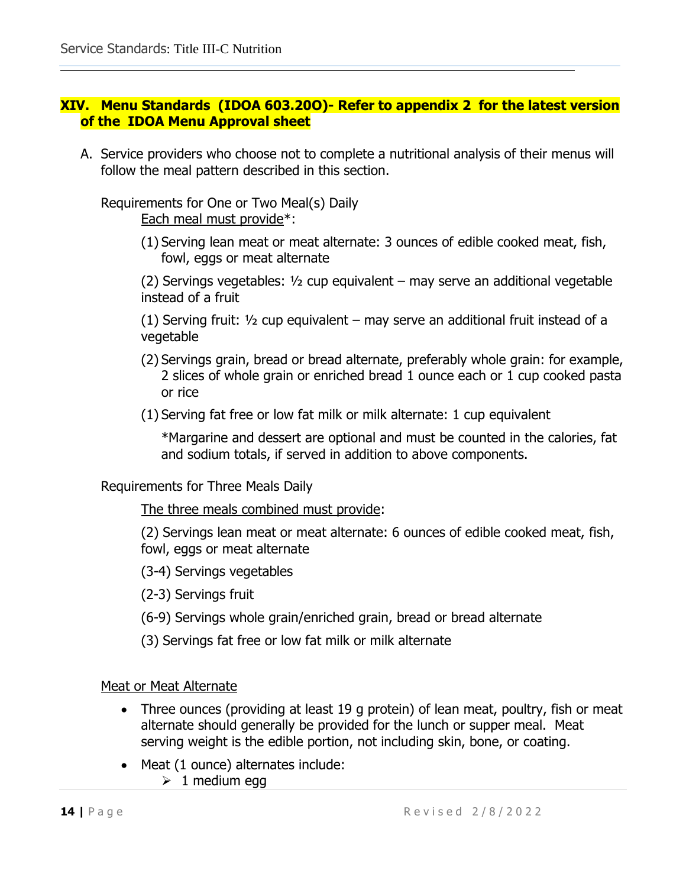## XIV. Menu Standards (IDOA 603.20O)- Refer to appendix 2 for the latest version of the IDOA Menu Approval sheet

A. Service providers who choose not to complete a nutritional analysis of their menus will follow the meal pattern described in this section.

Requirements for One or Two Meal(s) Daily

Each meal must provide*:

(1) Serving lean meat or meat alternate: 3 ounces of edible cooked meat, fish, fowl, eggs or meat alternate

(2) Servings vegetables: ½ cup equivalent – may serve an additional vegetable instead of a fruit

(1) Serving fruit: ½ cup equivalent – may serve an additional fruit instead of a vegetable

(2) Servings grain, bread or bread alternate, preferably whole grain: for example, 2 slices of whole grain or enriched bread 1 ounce each or 1 cup cooked pasta or rice

(1) Serving fat free or low fat milk or milk alternate: 1 cup equivalent

*Margarine and dessert are optional and must be counted in the calories, fat and sodium totals, if served in addition to above components.

Requirements for Three Meals Daily

The three meals combined must provide:

(2) Servings lean meat or meat alternate: 6 ounces of edible cooked meat, fish, fowl, eggs or meat alternate

(3-4) Servings vegetables

(2-3) Servings fruit

(6-9) Servings whole grain/enriched grain, bread or bread alternate

(3) Servings fat free or low fat milk or milk alternate

Meat or Meat Alternate

- Three ounces (providing at least 19 g protein) of lean meat, poultry, fish or meat alternate should generally be provided for the lunch or supper meal. Meat serving weight is the edible portion, not including skin, bone, or coating.
- Meat (1 ounce) alternates include:
  - 1 medium egg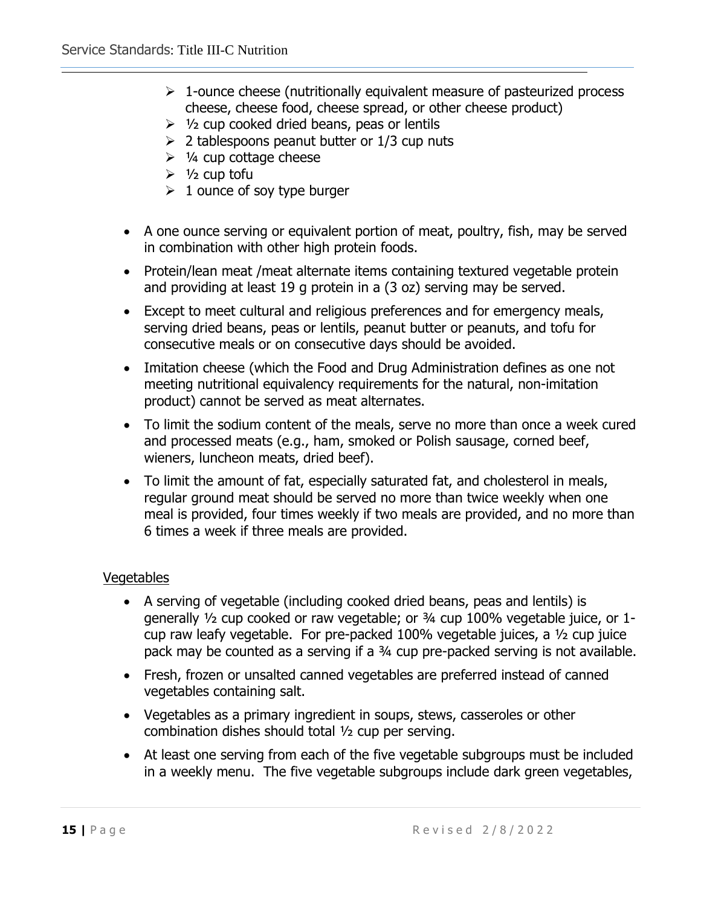- 1-ounce cheese (nutritionally equivalent measure of pasteurized process cheese, cheese food, cheese spread, or other cheese product)
- ½ cup cooked dried beans, peas or lentils
- 2 tablespoons peanut butter or 1/3 cup nuts
- ¼ cup cottage cheese
- ½ cup tofu
- 1 ounce of soy type burger

- A one ounce serving or equivalent portion of meat, poultry, fish, may be served in combination with other high protein foods.
- Protein/lean meat /meat alternate items containing textured vegetable protein and providing at least 19 g protein in a (3 oz) serving may be served.
- Except to meet cultural and religious preferences and for emergency meals, serving dried beans, peas or lentils, peanut butter or peanuts, and tofu for consecutive meals or on consecutive days should be avoided.
- Imitation cheese (which the Food and Drug Administration defines as one not meeting nutritional equivalency requirements for the natural, non-imitation product) cannot be served as meat alternates.
- To limit the sodium content of the meals, serve no more than once a week cured and processed meats (e.g., ham, smoked or Polish sausage, corned beef, wieners, luncheon meats, dried beef).
- To limit the amount of fat, especially saturated fat, and cholesterol in meals, regular ground meat should be served no more than twice weekly when one meal is provided, four times weekly if two meals are provided, and no more than 6 times a week if three meals are provided.

<u>Vegetables</u>

- A serving of vegetable (including cooked dried beans, peas and lentils) is generally ½ cup cooked or raw vegetable; or ¾ cup 100% vegetable juice, or 1-cup raw leafy vegetable. For pre-packed 100% vegetable juices, a ½ cup juice pack may be counted as a serving if a ¾ cup pre-packed serving is not available.
- Fresh, frozen or unsalted canned vegetables are preferred instead of canned vegetables containing salt.
- Vegetables as a primary ingredient in soups, stews, casseroles or other combination dishes should total ½ cup per serving.
- At least one serving from each of the five vegetable subgroups must be included in a weekly menu. The five vegetable subgroups include dark green vegetables,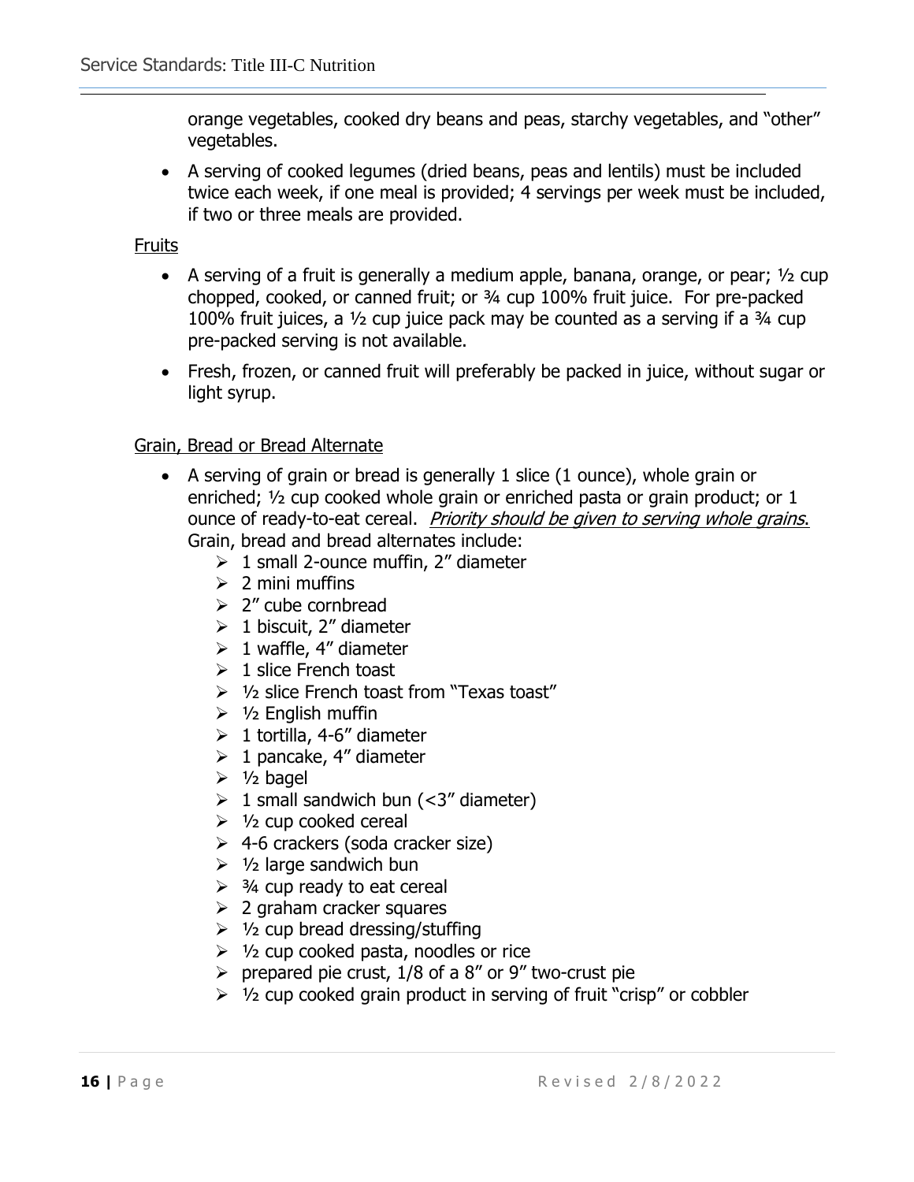orange vegetables, cooked dry beans and peas, starchy vegetables, and "other" vegetables.

- A serving of cooked legumes (dried beans, peas and lentils) must be included twice each week, if one meal is provided; 4 servings per week must be included, if two or three meals are provided.

<u>Fruits</u>

- A serving of a fruit is generally a medium apple, banana, orange, or pear; ½ cup chopped, cooked, or canned fruit; or ¾ cup 100% fruit juice. For pre-packed 100% fruit juices, a ½ cup juice pack may be counted as a serving if a ¾ cup pre-packed serving is not available.
- Fresh, frozen, or canned fruit will preferably be packed in juice, without sugar or light syrup.

<u>Grain, Bread or Bread Alternate</u>

- A serving of grain or bread is generally 1 slice (1 ounce), whole grain or enriched; ½ cup cooked whole grain or enriched pasta or grain product; or 1 ounce of ready-to-eat cereal. *<u>Priority should be given to serving whole grains</u>*. Grain, bread and bread alternates include:
  - 1 small 2-ounce muffin, 2" diameter
  - 2 mini muffins
  - 2" cube cornbread
  - 1 biscuit, 2" diameter
  - 1 waffle, 4" diameter
  - 1 slice French toast
  - ½ slice French toast from "Texas toast"
  - ½ English muffin
  - 1 tortilla, 4-6" diameter
  - 1 pancake, 4" diameter
  - ½ bagel
  - 1 small sandwich bun (<3" diameter)
  - ½ cup cooked cereal
  - 4-6 crackers (soda cracker size)
  - ½ large sandwich bun
  - ¾ cup ready to eat cereal
  - 2 graham cracker squares
  - ½ cup bread dressing/stuffing
  - ½ cup cooked pasta, noodles or rice
  - prepared pie crust, 1/8 of a 8" or 9" two-crust pie
  - ½ cup cooked grain product in serving of fruit "crisp" or cobbler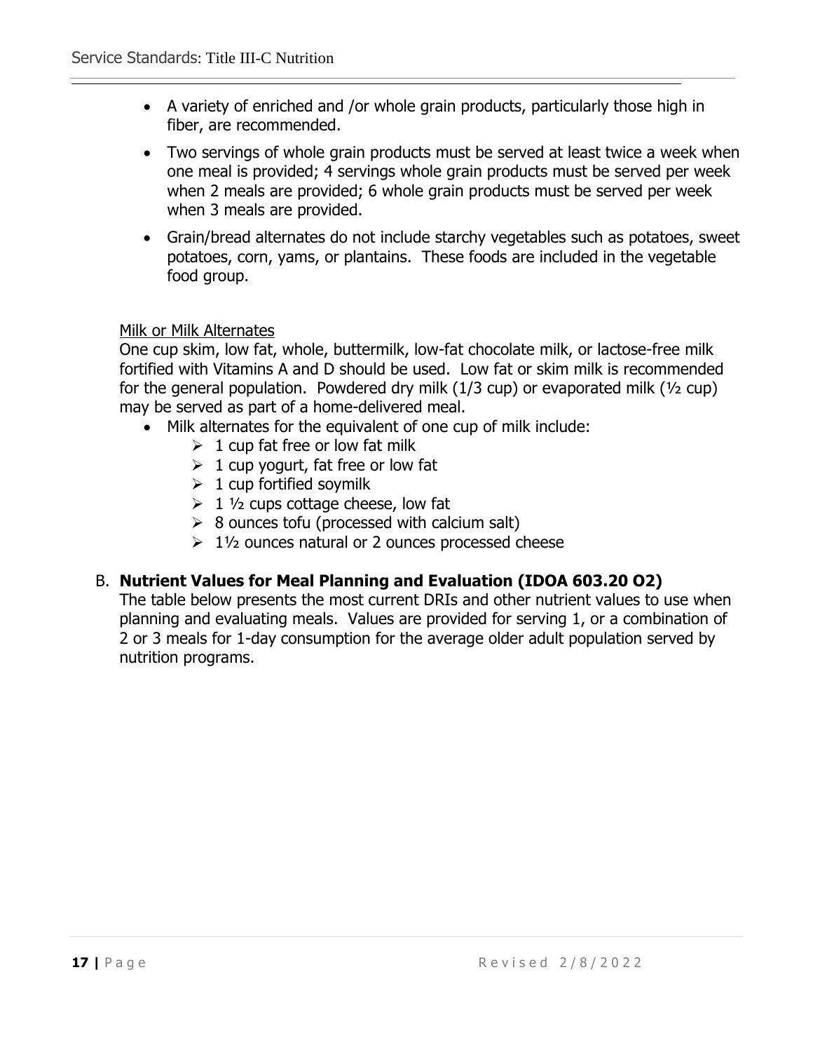- A variety of enriched and /or whole grain products, particularly those high in fiber, are recommended.
- Two servings of whole grain products must be served at least twice a week when one meal is provided; 4 servings whole grain products must be served per week when 2 meals are provided; 6 whole grain products must be served per week when 3 meals are provided.
- Grain/bread alternates do not include starchy vegetables such as potatoes, sweet potatoes, corn, yams, or plantains. These foods are included in the vegetable food group.

<u>Milk or Milk Alternates</u>

One cup skim, low fat, whole, buttermilk, low-fat chocolate milk, or lactose-free milk fortified with Vitamins A and D should be used. Low fat or skim milk is recommended for the general population. Powdered dry milk (1/3 cup) or evaporated milk (½ cup) may be served as part of a home-delivered meal.

- Milk alternates for the equivalent of one cup of milk include:
  - 1 cup fat free or low fat milk
  - 1 cup yogurt, fat free or low fat
  - 1 cup fortified soymilk
  - 1 ½ cups cottage cheese, low fat
  - 8 ounces tofu (processed with calcium salt)
  - 1½ ounces natural or 2 ounces processed cheese

B. **Nutrient Values for Meal Planning and Evaluation (IDOA 603.20 O2)**

The table below presents the most current DRIs and other nutrient values to use when planning and evaluating meals. Values are provided for serving 1, or a combination of 2 or 3 meals for 1-day consumption for the average older adult population served by nutrition programs.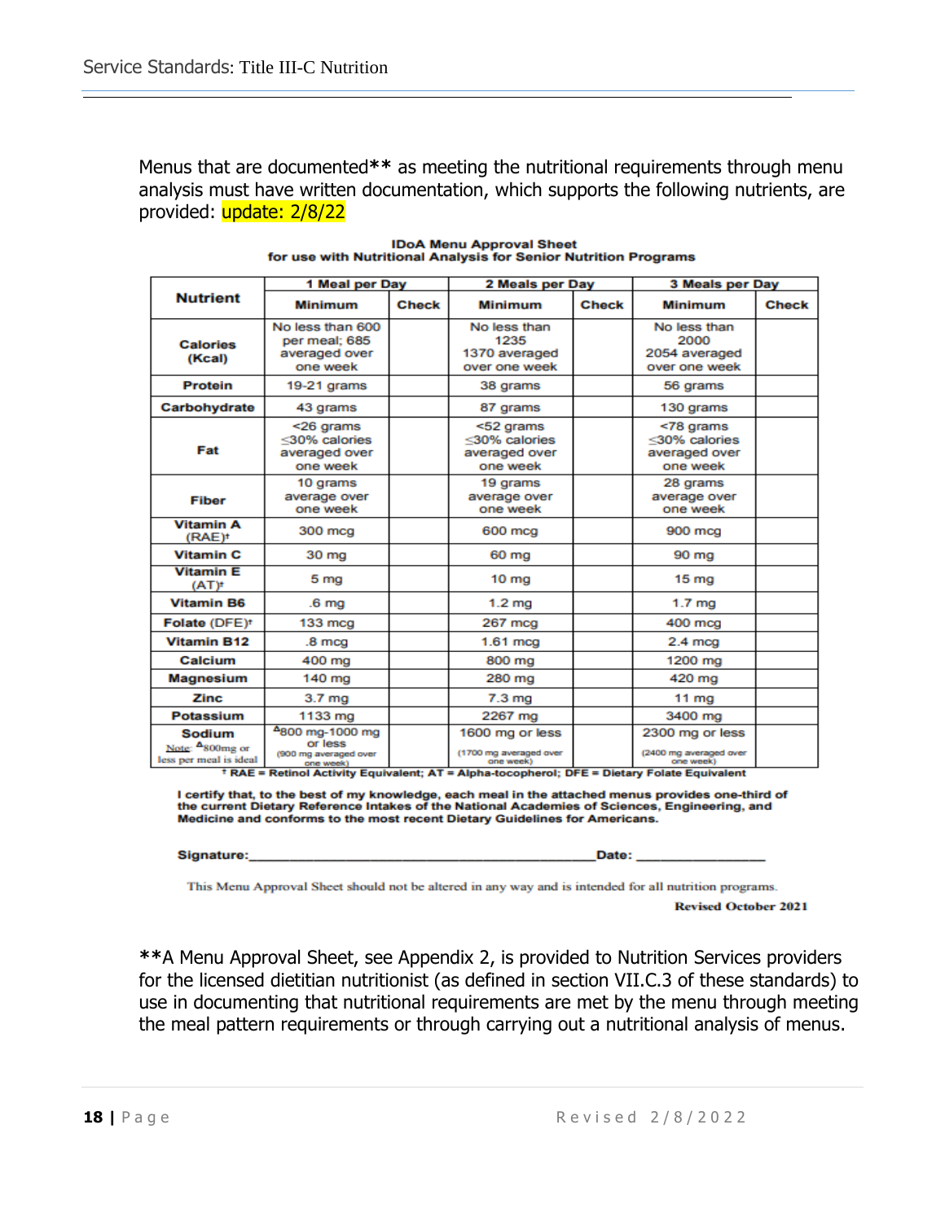Menus that are documented** as meeting the nutritional requirements through menu analysis must have written documentation, which supports the following nutrients, are provided: update: 2/8/22

**IDoA Menu Approval Sheet**
**for use with Nutritional Analysis for Senior Nutrition Programs**

| Nutrient | 1 Meal per Day | | 2 Meals per Day | | 3 Meals per Day | |
|---|---|---|---|---|---|---|
| | Minimum | Check | Minimum | Check | Minimum | Check |
| Calories (Kcal) | No less than 600 per meal; 685 averaged over one week | | No less than 1235 1370 averaged over one week | | No less than 2000 2054 averaged over one week | |
| Protein | 19-21 grams | | 38 grams | | 56 grams | |
| Carbohydrate | 43 grams | | 87 grams | | 130 grams | |
| Fat | <26 grams ≤30% calories averaged over one week | | <52 grams ≤30% calories averaged over one week | | <78 grams ≤30% calories averaged over one week | |
| Fiber | 10 grams average over one week | | 19 grams average over one week | | 28 grams average over one week | |
| Vitamin A (RAE)† | 300 mcg | | 600 mcg | | 900 mcg | |
| Vitamin C | 30 mg | | 60 mg | | 90 mg | |
| Vitamin E (AT)† | 5 mg | | 10 mg | | 15 mg | |
| Vitamin B6 | .6 mg | | 1.2 mg | | 1.7 mg | |
| Folate (DFE)† | 133 mcg | | 267 mcg | | 400 mcg | |
| Vitamin B12 | .8 mcg | | 1.61 mcg | | 2.4 mcg | |
| Calcium | 400 mg | | 800 mg | | 1200 mg | |
| Magnesium | 140 mg | | 280 mg | | 420 mg | |
| Zinc | 3.7 mg | | 7.3 mg | | 11 mg | |
| Potassium | 1133 mg | | 2267 mg | | 3400 mg | |
| Sodium Note: ^Δ^800mg or less per meal is ideal | ^Δ^800 mg-1000 mg or less (900 mg averaged over one week) | | 1600 mg or less (1700 mg averaged over one week) | | 2300 mg or less (2400 mg averaged over one week) | |

† RAE = Retinol Activity Equivalent; AT = Alpha-tocopherol; DFE = Dietary Folate Equivalent

**I certify that, to the best of my knowledge, each meal in the attached menus provides one-third of the current Dietary Reference Intakes of the National Academies of Sciences, Engineering, and Medicine and conforms to the most recent Dietary Guidelines for Americans.**

**Signature:**_____________________________________________**Date:** _______________

This Menu Approval Sheet should not be altered in any way and is intended for all nutrition programs.

**Revised October 2021**

**A Menu Approval Sheet, see Appendix 2, is provided to Nutrition Services providers for the licensed dietitian nutritionist (as defined in section VII.C.3 of these standards) to use in documenting that nutritional requirements are met by the menu through meeting the meal pattern requirements or through carrying out a nutritional analysis of menus.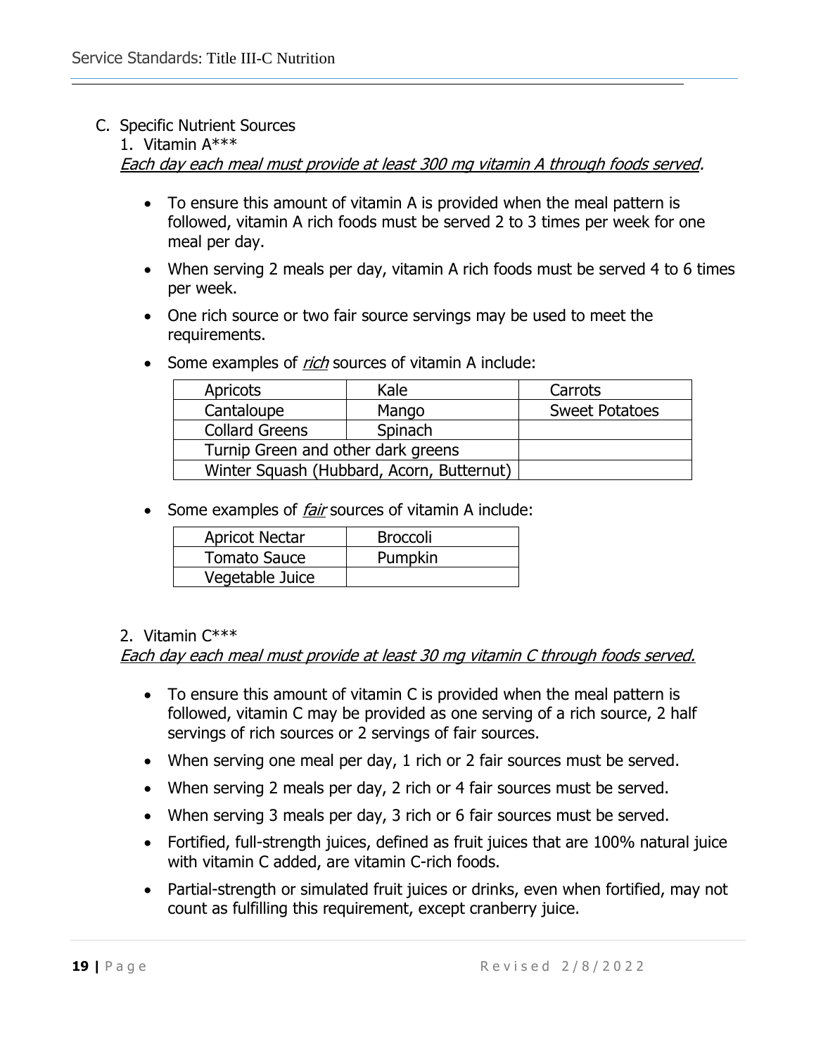C. Specific Nutrient Sources

1. Vitamin A***

*Each day each meal must provide at least 300 mg vitamin A through foods served.*

- To ensure this amount of vitamin A is provided when the meal pattern is followed, vitamin A rich foods must be served 2 to 3 times per week for one meal per day.
- When serving 2 meals per day, vitamin A rich foods must be served 4 to 6 times per week.
- One rich source or two fair source servings may be used to meet the requirements.
- Some examples of *rich* sources of vitamin A include:

| Apricots | Kale | Carrots |
|---|---|---|
| Cantaloupe | Mango | Sweet Potatoes |
| Collard Greens | Spinach | |
| Turnip Green and other dark greens | | |
| Winter Squash (Hubbard, Acorn, Butternut) | | |

- Some examples of *fair* sources of vitamin A include:

| Apricot Nectar | Broccoli |
|---|---|
| Tomato Sauce | Pumpkin |
| Vegetable Juice | |

2. Vitamin C***

*Each day each meal must provide at least 30 mg vitamin C through foods served.*

- To ensure this amount of vitamin C is provided when the meal pattern is followed, vitamin C may be provided as one serving of a rich source, 2 half servings of rich sources or 2 servings of fair sources.
- When serving one meal per day, 1 rich or 2 fair sources must be served.
- When serving 2 meals per day, 2 rich or 4 fair sources must be served.
- When serving 3 meals per day, 3 rich or 6 fair sources must be served.
- Fortified, full-strength juices, defined as fruit juices that are 100% natural juice with vitamin C added, are vitamin C-rich foods.
- Partial-strength or simulated fruit juices or drinks, even when fortified, may not count as fulfilling this requirement, except cranberry juice.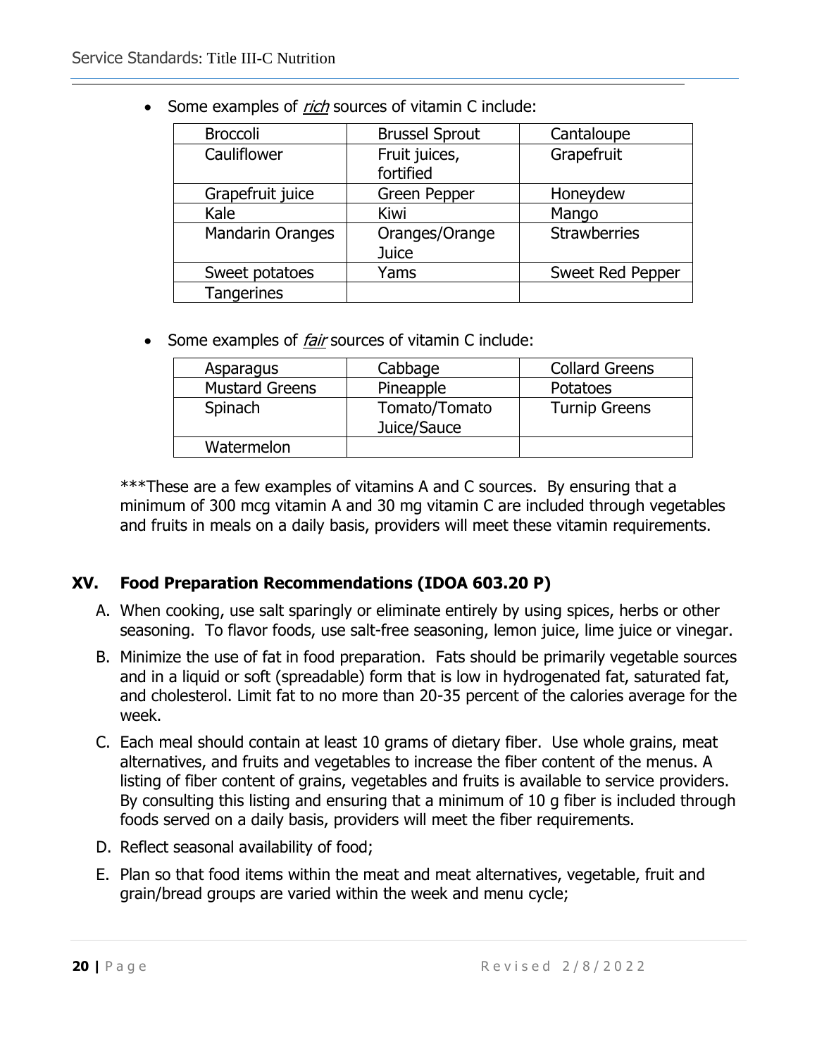- Some examples of *rich* sources of vitamin C include:

| Broccoli | Brussel Sprout | Cantaloupe |
|---|---|---|
| Cauliflower | Fruit juices, fortified | Grapefruit |
| Grapefruit juice | Green Pepper | Honeydew |
| Kale | Kiwi | Mango |
| Mandarin Oranges | Oranges/Orange Juice | Strawberries |
| Sweet potatoes | Yams | Sweet Red Pepper |
| Tangerines | | |

- Some examples of *fair* sources of vitamin C include:

| Asparagus | Cabbage | Collard Greens |
|---|---|---|
| Mustard Greens | Pineapple | Potatoes |
| Spinach | Tomato/Tomato Juice/Sauce | Turnip Greens |
| Watermelon | | |

***These are a few examples of vitamins A and C sources. By ensuring that a minimum of 300 mcg vitamin A and 30 mg vitamin C are included through vegetables and fruits in meals on a daily basis, providers will meet these vitamin requirements.

## XV. Food Preparation Recommendations (IDOA 603.20 P)

A. When cooking, use salt sparingly or eliminate entirely by using spices, herbs or other seasoning. To flavor foods, use salt-free seasoning, lemon juice, lime juice or vinegar.

B. Minimize the use of fat in food preparation. Fats should be primarily vegetable sources and in a liquid or soft (spreadable) form that is low in hydrogenated fat, saturated fat, and cholesterol. Limit fat to no more than 20-35 percent of the calories average for the week.

C. Each meal should contain at least 10 grams of dietary fiber. Use whole grains, meat alternatives, and fruits and vegetables to increase the fiber content of the menus. A listing of fiber content of grains, vegetables and fruits is available to service providers. By consulting this listing and ensuring that a minimum of 10 g fiber is included through foods served on a daily basis, providers will meet the fiber requirements.

D. Reflect seasonal availability of food;

E. Plan so that food items within the meat and meat alternatives, vegetable, fruit and grain/bread groups are varied within the week and menu cycle;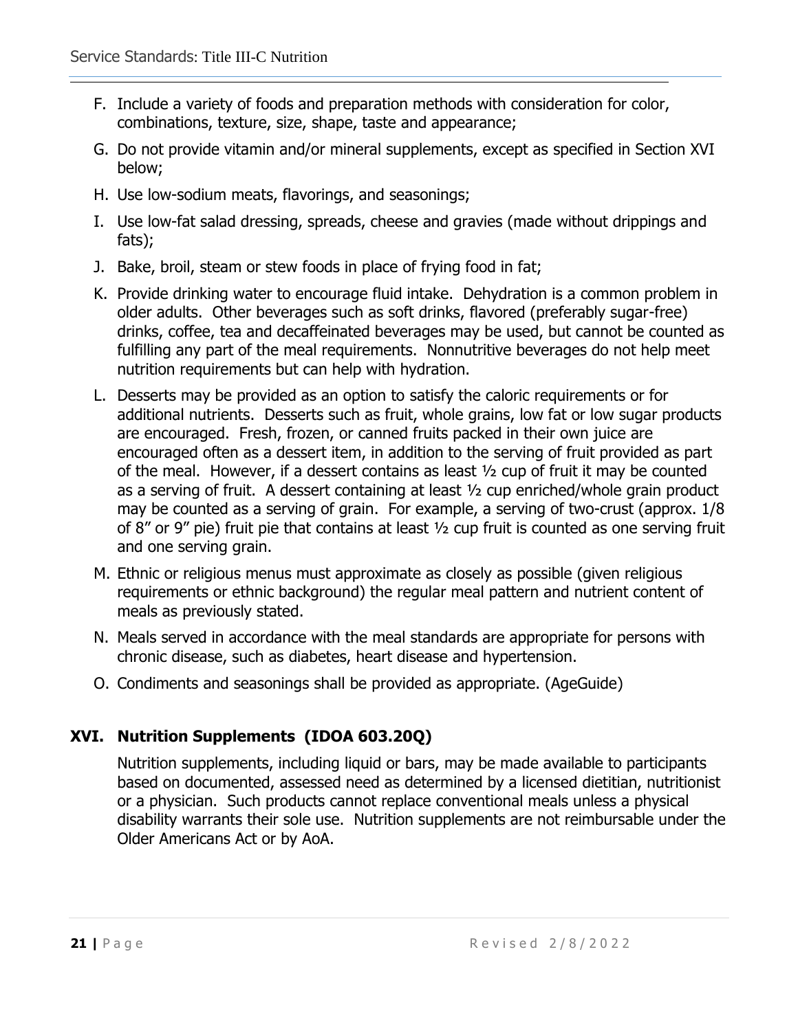F. Include a variety of foods and preparation methods with consideration for color, combinations, texture, size, shape, taste and appearance;

G. Do not provide vitamin and/or mineral supplements, except as specified in Section XVI below;

H. Use low-sodium meats, flavorings, and seasonings;

I. Use low-fat salad dressing, spreads, cheese and gravies (made without drippings and fats);

J. Bake, broil, steam or stew foods in place of frying food in fat;

K. Provide drinking water to encourage fluid intake. Dehydration is a common problem in older adults. Other beverages such as soft drinks, flavored (preferably sugar-free) drinks, coffee, tea and decaffeinated beverages may be used, but cannot be counted as fulfilling any part of the meal requirements. Nonnutritive beverages do not help meet nutrition requirements but can help with hydration.

L. Desserts may be provided as an option to satisfy the caloric requirements or for additional nutrients. Desserts such as fruit, whole grains, low fat or low sugar products are encouraged. Fresh, frozen, or canned fruits packed in their own juice are encouraged often as a dessert item, in addition to the serving of fruit provided as part of the meal. However, if a dessert contains as least ½ cup of fruit it may be counted as a serving of fruit. A dessert containing at least ½ cup enriched/whole grain product may be counted as a serving of grain. For example, a serving of two-crust (approx. 1/8 of 8" or 9" pie) fruit pie that contains at least ½ cup fruit is counted as one serving fruit and one serving grain.

M. Ethnic or religious menus must approximate as closely as possible (given religious requirements or ethnic background) the regular meal pattern and nutrient content of meals as previously stated.

N. Meals served in accordance with the meal standards are appropriate for persons with chronic disease, such as diabetes, heart disease and hypertension.

O. Condiments and seasonings shall be provided as appropriate. (AgeGuide)

## XVI. Nutrition Supplements (IDOA 603.20Q)

Nutrition supplements, including liquid or bars, may be made available to participants based on documented, assessed need as determined by a licensed dietitian, nutritionist or a physician. Such products cannot replace conventional meals unless a physical disability warrants their sole use. Nutrition supplements are not reimbursable under the Older Americans Act or by AoA.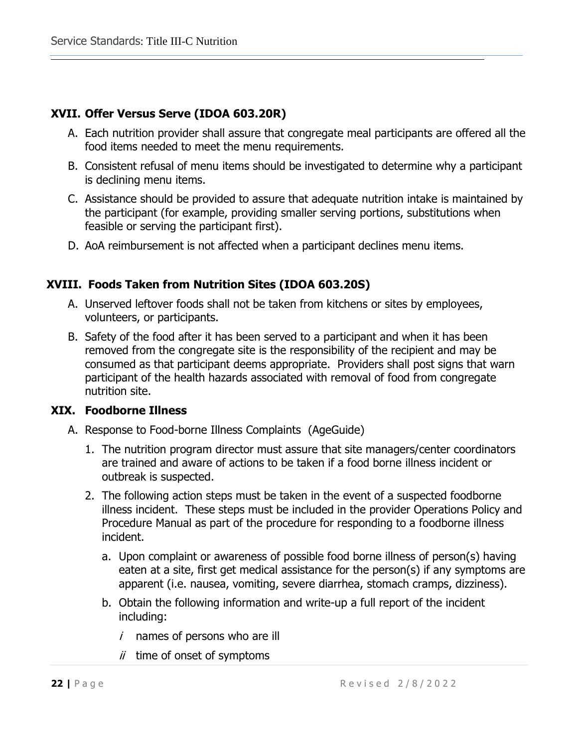## XVII. Offer Versus Serve (IDOA 603.20R)

A. Each nutrition provider shall assure that congregate meal participants are offered all the food items needed to meet the menu requirements.

B. Consistent refusal of menu items should be investigated to determine why a participant is declining menu items.

C. Assistance should be provided to assure that adequate nutrition intake is maintained by the participant (for example, providing smaller serving portions, substitutions when feasible or serving the participant first).

D. AoA reimbursement is not affected when a participant declines menu items.

## XVIII. Foods Taken from Nutrition Sites (IDOA 603.20S)

A. Unserved leftover foods shall not be taken from kitchens or sites by employees, volunteers, or participants.

B. Safety of the food after it has been served to a participant and when it has been removed from the congregate site is the responsibility of the recipient and may be consumed as that participant deems appropriate. Providers shall post signs that warn participant of the health hazards associated with removal of food from congregate nutrition site.

## XIX. Foodborne Illness

A. Response to Food-borne Illness Complaints (AgeGuide)

1. The nutrition program director must assure that site managers/center coordinators are trained and aware of actions to be taken if a food borne illness incident or outbreak is suspected.

2. The following action steps must be taken in the event of a suspected foodborne illness incident. These steps must be included in the provider Operations Policy and Procedure Manual as part of the procedure for responding to a foodborne illness incident.

   a. Upon complaint or awareness of possible food borne illness of person(s) having eaten at a site, first get medical assistance for the person(s) if any symptoms are apparent (i.e. nausea, vomiting, severe diarrhea, stomach cramps, dizziness).

   b. Obtain the following information and write-up a full report of the incident including:

      *i* names of persons who are ill

      *ii* time of onset of symptoms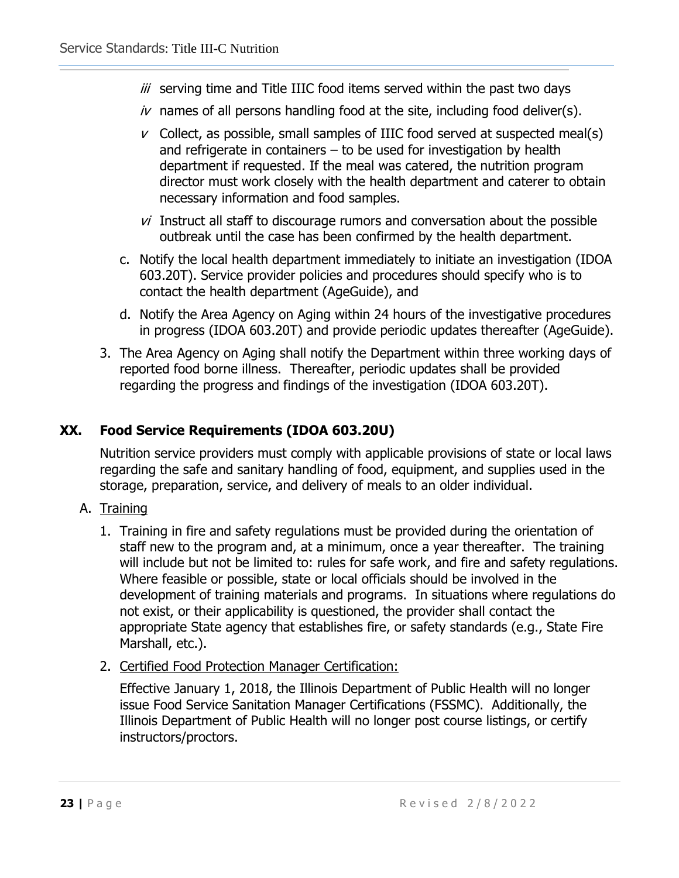*iii* serving time and Title IIIC food items served within the past two days

*iv* names of all persons handling food at the site, including food deliver(s).

*v* Collect, as possible, small samples of IIIC food served at suspected meal(s) and refrigerate in containers – to be used for investigation by health department if requested. If the meal was catered, the nutrition program director must work closely with the health department and caterer to obtain necessary information and food samples.

*vi* Instruct all staff to discourage rumors and conversation about the possible outbreak until the case has been confirmed by the health department.

c. Notify the local health department immediately to initiate an investigation (IDOA 603.20T). Service provider policies and procedures should specify who is to contact the health department (AgeGuide), and

d. Notify the Area Agency on Aging within 24 hours of the investigative procedures in progress (IDOA 603.20T) and provide periodic updates thereafter (AgeGuide).

3. The Area Agency on Aging shall notify the Department within three working days of reported food borne illness. Thereafter, periodic updates shall be provided regarding the progress and findings of the investigation (IDOA 603.20T).

## XX. Food Service Requirements (IDOA 603.20U)

Nutrition service providers must comply with applicable provisions of state or local laws regarding the safe and sanitary handling of food, equipment, and supplies used in the storage, preparation, service, and delivery of meals to an older individual.

A. Training

1. Training in fire and safety regulations must be provided during the orientation of staff new to the program and, at a minimum, once a year thereafter. The training will include but not be limited to: rules for safe work, and fire and safety regulations. Where feasible or possible, state or local officials should be involved in the development of training materials and programs. In situations where regulations do not exist, or their applicability is questioned, the provider shall contact the appropriate State agency that establishes fire, or safety standards (e.g., State Fire Marshall, etc.).

2. Certified Food Protection Manager Certification:

   Effective January 1, 2018, the Illinois Department of Public Health will no longer issue Food Service Sanitation Manager Certifications (FSSMC). Additionally, the Illinois Department of Public Health will no longer post course listings, or certify instructors/proctors.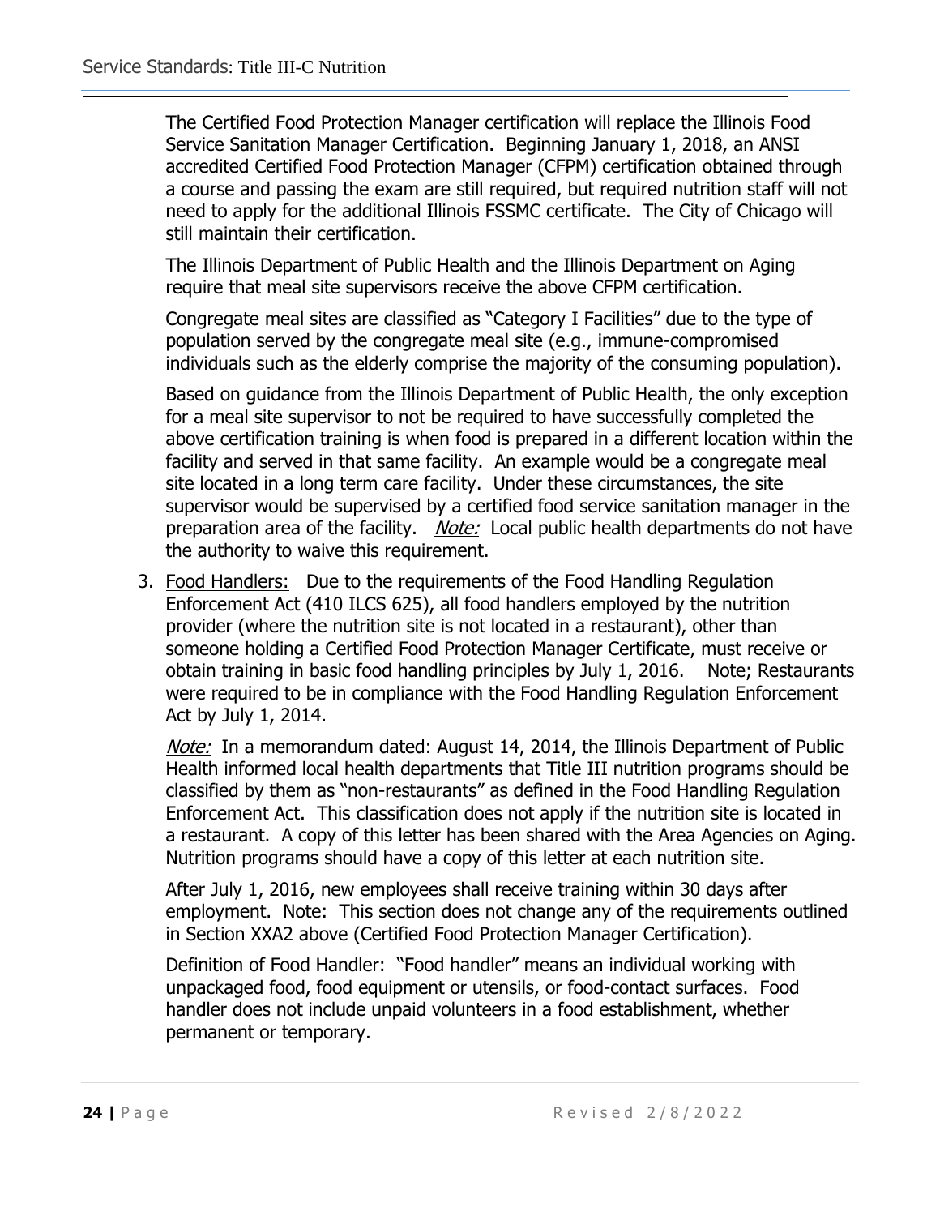The Certified Food Protection Manager certification will replace the Illinois Food Service Sanitation Manager Certification. Beginning January 1, 2018, an ANSI accredited Certified Food Protection Manager (CFPM) certification obtained through a course and passing the exam are still required, but required nutrition staff will not need to apply for the additional Illinois FSSMC certificate. The City of Chicago will still maintain their certification.

The Illinois Department of Public Health and the Illinois Department on Aging require that meal site supervisors receive the above CFPM certification.

Congregate meal sites are classified as "Category I Facilities" due to the type of population served by the congregate meal site (e.g., immune-compromised individuals such as the elderly comprise the majority of the consuming population).

Based on guidance from the Illinois Department of Public Health, the only exception for a meal site supervisor to not be required to have successfully completed the above certification training is when food is prepared in a different location within the facility and served in that same facility. An example would be a congregate meal site located in a long term care facility. Under these circumstances, the site supervisor would be supervised by a certified food service sanitation manager in the preparation area of the facility. *Note:* Local public health departments do not have the authority to waive this requirement.

3. Food Handlers: Due to the requirements of the Food Handling Regulation Enforcement Act (410 ILCS 625), all food handlers employed by the nutrition provider (where the nutrition site is not located in a restaurant), other than someone holding a Certified Food Protection Manager Certificate, must receive or obtain training in basic food handling principles by July 1, 2016. Note; Restaurants were required to be in compliance with the Food Handling Regulation Enforcement Act by July 1, 2014.

   *Note:* In a memorandum dated: August 14, 2014, the Illinois Department of Public Health informed local health departments that Title III nutrition programs should be classified by them as "non-restaurants" as defined in the Food Handling Regulation Enforcement Act. This classification does not apply if the nutrition site is located in a restaurant. A copy of this letter has been shared with the Area Agencies on Aging. Nutrition programs should have a copy of this letter at each nutrition site.

   After July 1, 2016, new employees shall receive training within 30 days after employment. Note: This section does not change any of the requirements outlined in Section XXA2 above (Certified Food Protection Manager Certification).

   Definition of Food Handler: "Food handler" means an individual working with unpackaged food, food equipment or utensils, or food-contact surfaces. Food handler does not include unpaid volunteers in a food establishment, whether permanent or temporary.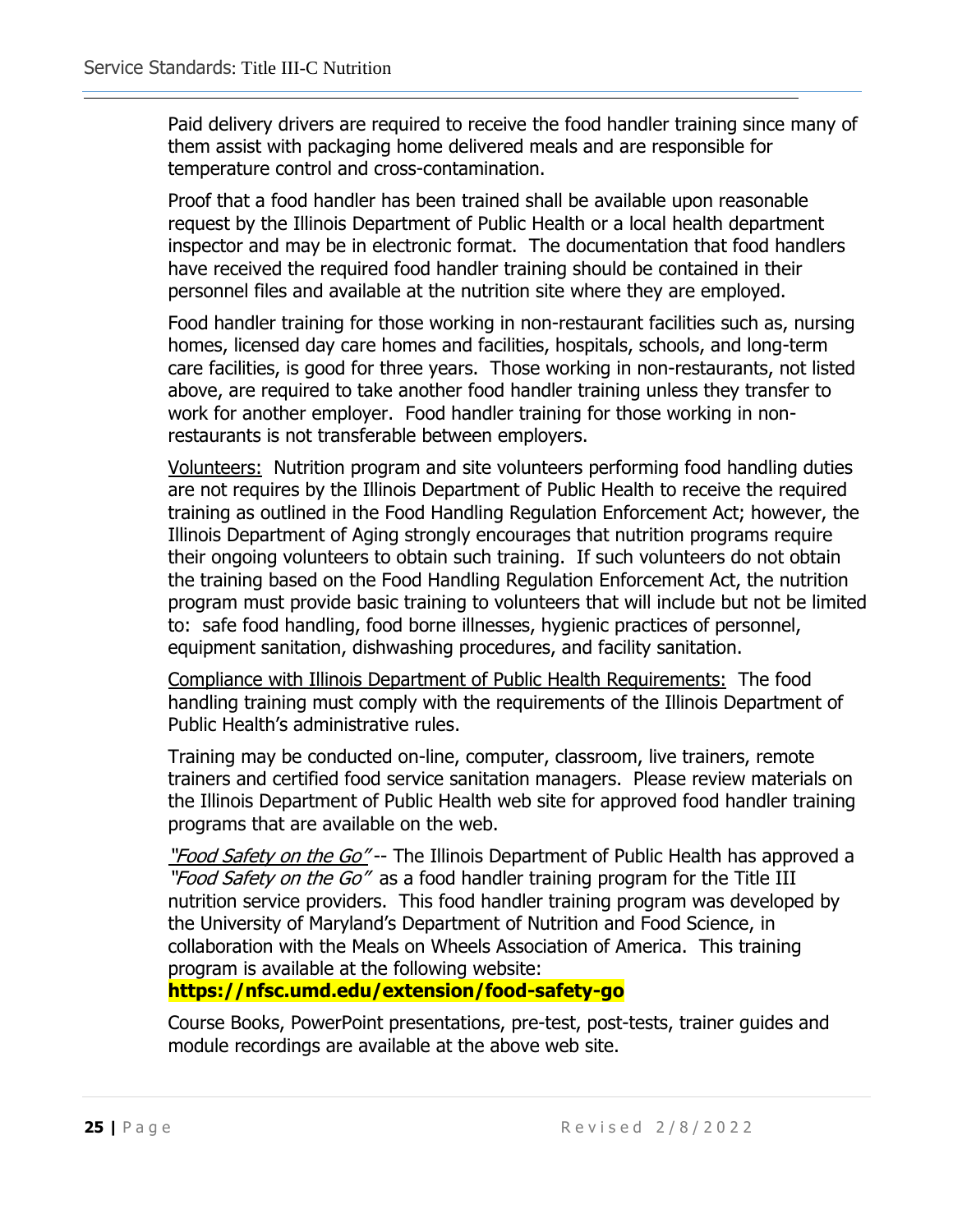Paid delivery drivers are required to receive the food handler training since many of them assist with packaging home delivered meals and are responsible for temperature control and cross-contamination.

Proof that a food handler has been trained shall be available upon reasonable request by the Illinois Department of Public Health or a local health department inspector and may be in electronic format. The documentation that food handlers have received the required food handler training should be contained in their personnel files and available at the nutrition site where they are employed.

Food handler training for those working in non-restaurant facilities such as, nursing homes, licensed day care homes and facilities, hospitals, schools, and long-term care facilities, is good for three years. Those working in non-restaurants, not listed above, are required to take another food handler training unless they transfer to work for another employer. Food handler training for those working in non-restaurants is not transferable between employers.

Volunteers: Nutrition program and site volunteers performing food handling duties are not requires by the Illinois Department of Public Health to receive the required training as outlined in the Food Handling Regulation Enforcement Act; however, the Illinois Department of Aging strongly encourages that nutrition programs require their ongoing volunteers to obtain such training. If such volunteers do not obtain the training based on the Food Handling Regulation Enforcement Act, the nutrition program must provide basic training to volunteers that will include but not be limited to: safe food handling, food borne illnesses, hygienic practices of personnel, equipment sanitation, dishwashing procedures, and facility sanitation.

Compliance with Illinois Department of Public Health Requirements: The food handling training must comply with the requirements of the Illinois Department of Public Health's administrative rules.

Training may be conducted on-line, computer, classroom, live trainers, remote trainers and certified food service sanitation managers. Please review materials on the Illinois Department of Public Health web site for approved food handler training programs that are available on the web.

*"Food Safety on the Go"* -- The Illinois Department of Public Health has approved a *"Food Safety on the Go"* as a food handler training program for the Title III nutrition service providers. This food handler training program was developed by the University of Maryland's Department of Nutrition and Food Science, in collaboration with the Meals on Wheels Association of America. This training program is available at the following website: **https://nfsc.umd.edu/extension/food-safety-go**

Course Books, PowerPoint presentations, pre-test, post-tests, trainer guides and module recordings are available at the above web site.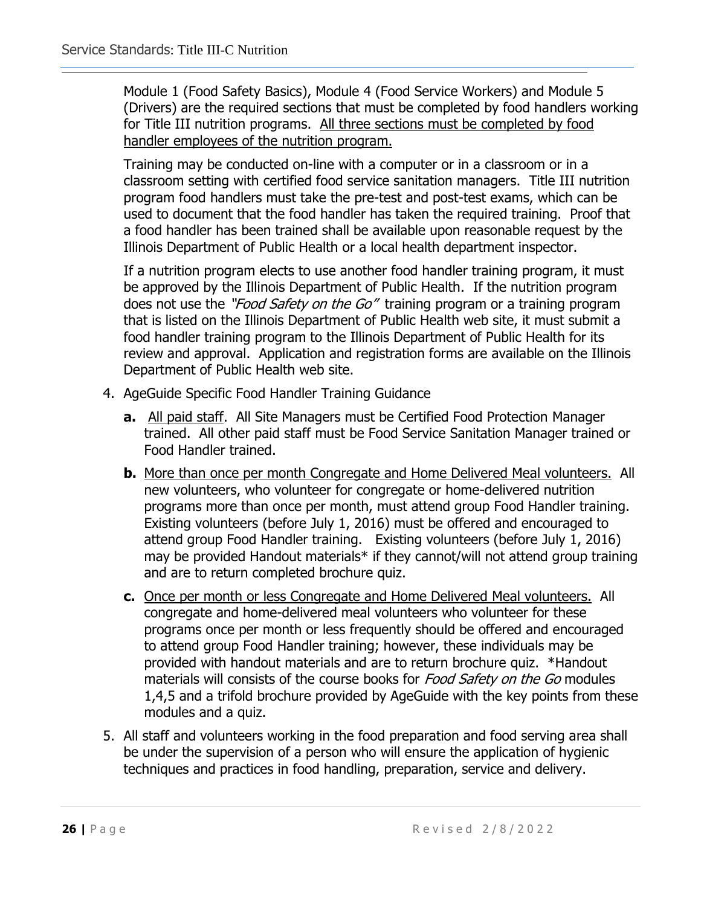Module 1 (Food Safety Basics), Module 4 (Food Service Workers) and Module 5 (Drivers) are the required sections that must be completed by food handlers working for Title III nutrition programs. <u>All three sections must be completed by food handler employees of the nutrition program.</u>

Training may be conducted on-line with a computer or in a classroom or in a classroom setting with certified food service sanitation managers. Title III nutrition program food handlers must take the pre-test and post-test exams, which can be used to document that the food handler has taken the required training. Proof that a food handler has been trained shall be available upon reasonable request by the Illinois Department of Public Health or a local health department inspector.

If a nutrition program elects to use another food handler training program, it must be approved by the Illinois Department of Public Health. If the nutrition program does not use the *"Food Safety on the Go"* training program or a training program that is listed on the Illinois Department of Public Health web site, it must submit a food handler training program to the Illinois Department of Public Health for its review and approval. Application and registration forms are available on the Illinois Department of Public Health web site.

4. AgeGuide Specific Food Handler Training Guidance
   - **a.** <u>All paid staff</u>. All Site Managers must be Certified Food Protection Manager trained. All other paid staff must be Food Service Sanitation Manager trained or Food Handler trained.
   - **b.** <u>More than once per month Congregate and Home Delivered Meal volunteers.</u> All new volunteers, who volunteer for congregate or home-delivered nutrition programs more than once per month, must attend group Food Handler training. Existing volunteers (before July 1, 2016) must be offered and encouraged to attend group Food Handler training. Existing volunteers (before July 1, 2016) may be provided Handout materials* if they cannot/will not attend group training and are to return completed brochure quiz.
   - **c.** <u>Once per month or less Congregate and Home Delivered Meal volunteers.</u> All congregate and home-delivered meal volunteers who volunteer for these programs once per month or less frequently should be offered and encouraged to attend group Food Handler training; however, these individuals may be provided with handout materials and are to return brochure quiz. *Handout materials will consists of the course books for *Food Safety on the Go* modules 1,4,5 and a trifold brochure provided by AgeGuide with the key points from these modules and a quiz.
5. All staff and volunteers working in the food preparation and food serving area shall be under the supervision of a person who will ensure the application of hygienic techniques and practices in food handling, preparation, service and delivery.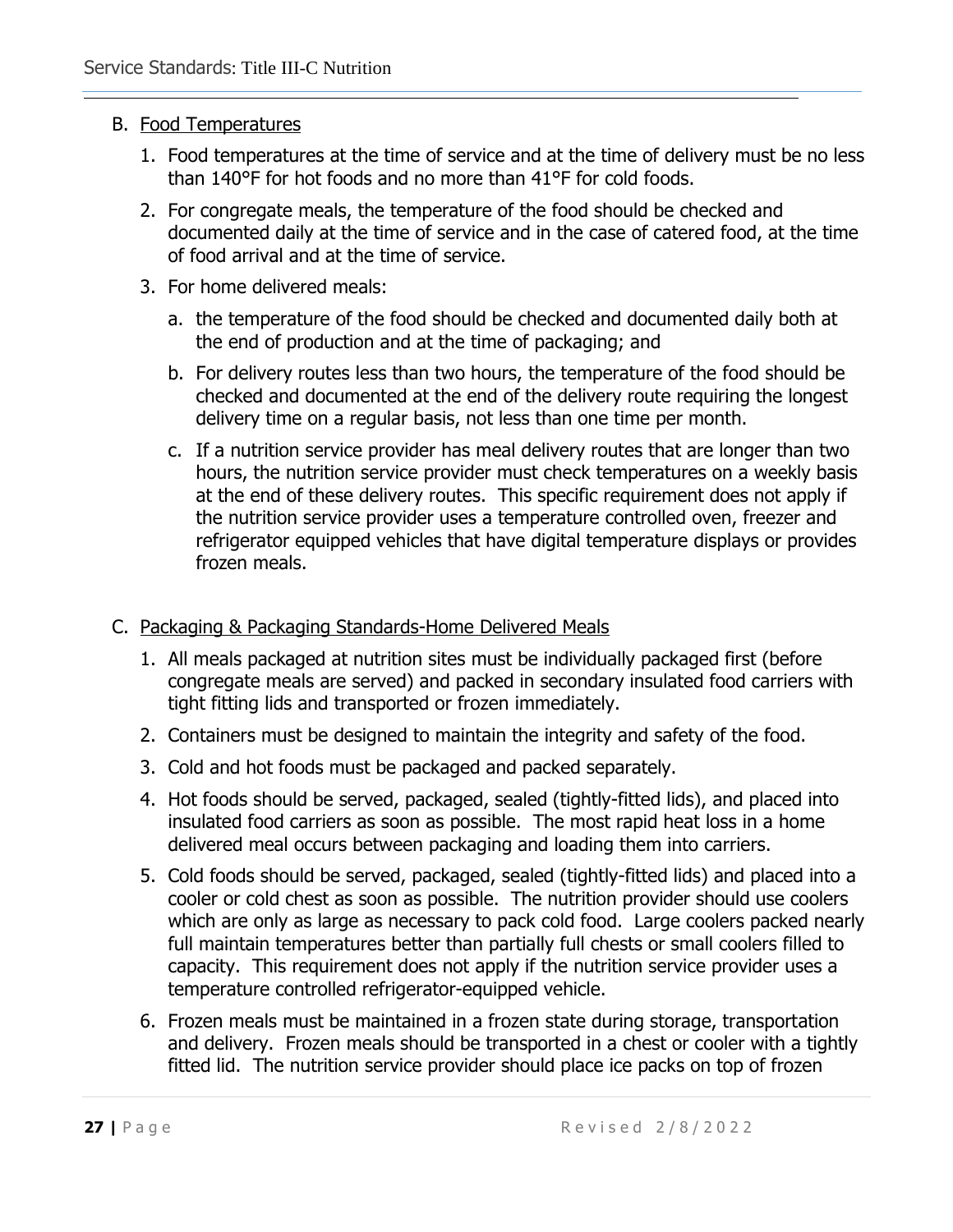B. <u>Food Temperatures</u>

1. Food temperatures at the time of service and at the time of delivery must be no less than 140°F for hot foods and no more than 41°F for cold foods.
2. For congregate meals, the temperature of the food should be checked and documented daily at the time of service and in the case of catered food, at the time of food arrival and at the time of service.
3. For home delivered meals:
   a. the temperature of the food should be checked and documented daily both at the end of production and at the time of packaging; and
   b. For delivery routes less than two hours, the temperature of the food should be checked and documented at the end of the delivery route requiring the longest delivery time on a regular basis, not less than one time per month.
   c. If a nutrition service provider has meal delivery routes that are longer than two hours, the nutrition service provider must check temperatures on a weekly basis at the end of these delivery routes. This specific requirement does not apply if the nutrition service provider uses a temperature controlled oven, freezer and refrigerator equipped vehicles that have digital temperature displays or provides frozen meals.

C. <u>Packaging & Packaging Standards-Home Delivered Meals</u>

1. All meals packaged at nutrition sites must be individually packaged first (before congregate meals are served) and packed in secondary insulated food carriers with tight fitting lids and transported or frozen immediately.
2. Containers must be designed to maintain the integrity and safety of the food.
3. Cold and hot foods must be packaged and packed separately.
4. Hot foods should be served, packaged, sealed (tightly-fitted lids), and placed into insulated food carriers as soon as possible. The most rapid heat loss in a home delivered meal occurs between packaging and loading them into carriers.
5. Cold foods should be served, packaged, sealed (tightly-fitted lids) and placed into a cooler or cold chest as soon as possible. The nutrition provider should use coolers which are only as large as necessary to pack cold food. Large coolers packed nearly full maintain temperatures better than partially full chests or small coolers filled to capacity. This requirement does not apply if the nutrition service provider uses a temperature controlled refrigerator-equipped vehicle.
6. Frozen meals must be maintained in a frozen state during storage, transportation and delivery. Frozen meals should be transported in a chest or cooler with a tightly fitted lid. The nutrition service provider should place ice packs on top of frozen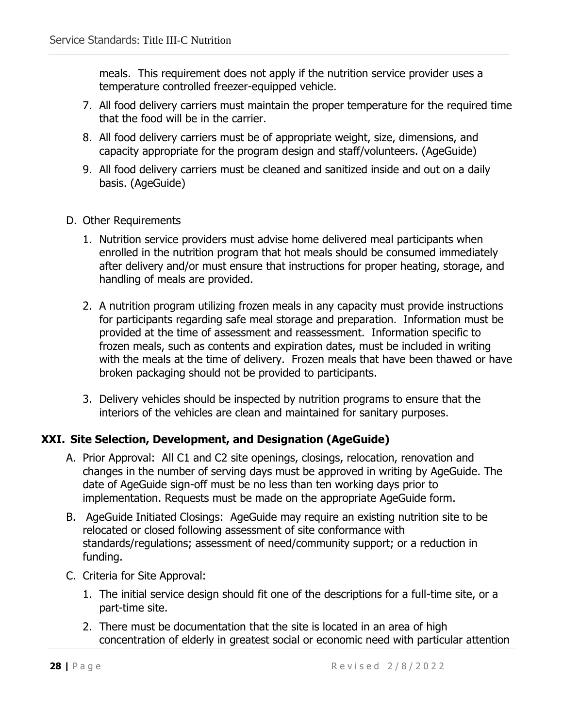meals. This requirement does not apply if the nutrition service provider uses a temperature controlled freezer-equipped vehicle.

7. All food delivery carriers must maintain the proper temperature for the required time that the food will be in the carrier.
8. All food delivery carriers must be of appropriate weight, size, dimensions, and capacity appropriate for the program design and staff/volunteers. (AgeGuide)
9. All food delivery carriers must be cleaned and sanitized inside and out on a daily basis. (AgeGuide)

D. Other Requirements

1. Nutrition service providers must advise home delivered meal participants when enrolled in the nutrition program that hot meals should be consumed immediately after delivery and/or must ensure that instructions for proper heating, storage, and handling of meals are provided.

2. A nutrition program utilizing frozen meals in any capacity must provide instructions for participants regarding safe meal storage and preparation. Information must be provided at the time of assessment and reassessment. Information specific to frozen meals, such as contents and expiration dates, must be included in writing with the meals at the time of delivery. Frozen meals that have been thawed or have broken packaging should not be provided to participants.

3. Delivery vehicles should be inspected by nutrition programs to ensure that the interiors of the vehicles are clean and maintained for sanitary purposes.

## XXI. Site Selection, Development, and Designation (AgeGuide)

A. Prior Approval: All C1 and C2 site openings, closings, relocation, renovation and changes in the number of serving days must be approved in writing by AgeGuide. The date of AgeGuide sign-off must be no less than ten working days prior to implementation. Requests must be made on the appropriate AgeGuide form.

B. AgeGuide Initiated Closings: AgeGuide may require an existing nutrition site to be relocated or closed following assessment of site conformance with standards/regulations; assessment of need/community support; or a reduction in funding.

C. Criteria for Site Approval:

1. The initial service design should fit one of the descriptions for a full-time site, or a part-time site.
2. There must be documentation that the site is located in an area of high concentration of elderly in greatest social or economic need with particular attention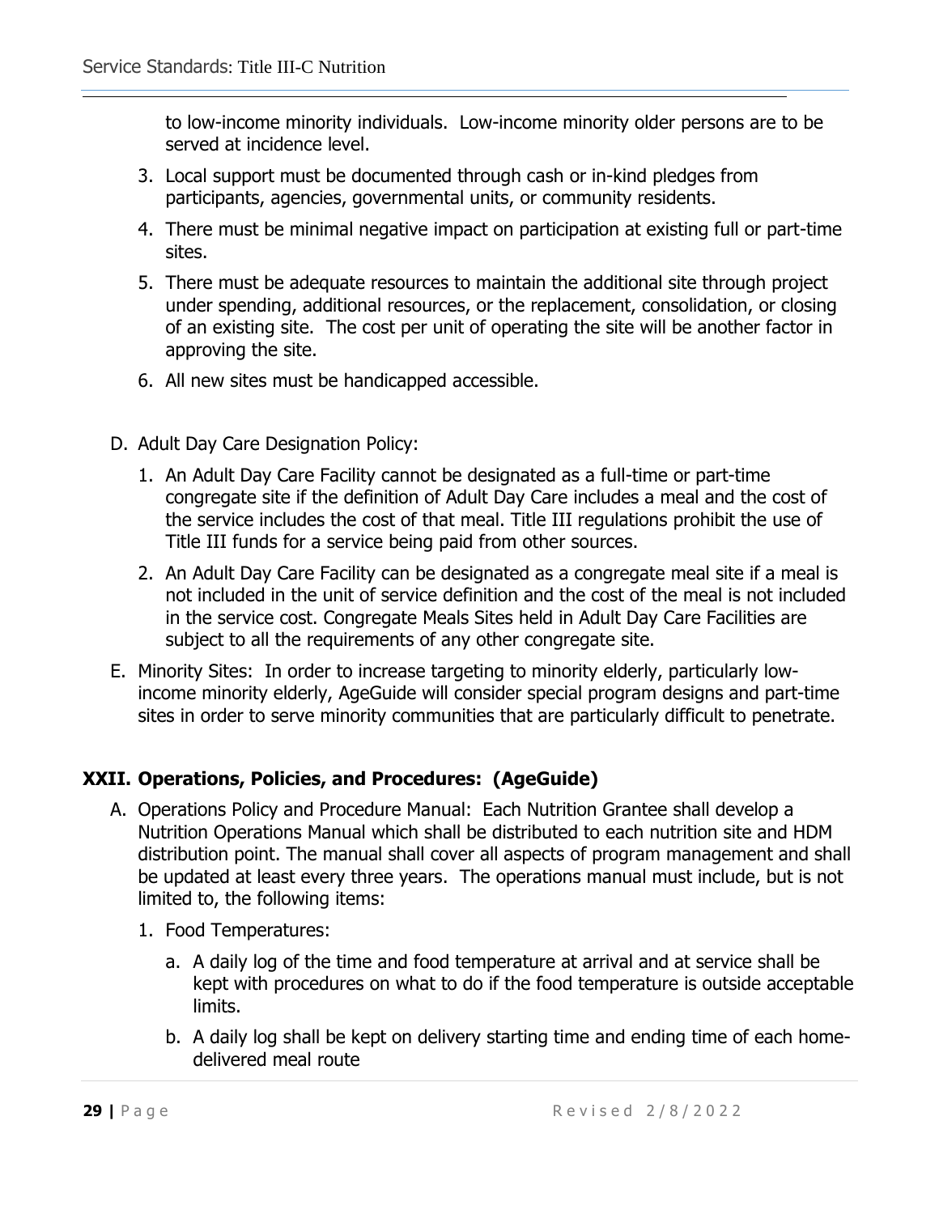to low-income minority individuals. Low-income minority older persons are to be served at incidence level.

3. Local support must be documented through cash or in-kind pledges from participants, agencies, governmental units, or community residents.
4. There must be minimal negative impact on participation at existing full or part-time sites.
5. There must be adequate resources to maintain the additional site through project under spending, additional resources, or the replacement, consolidation, or closing of an existing site. The cost per unit of operating the site will be another factor in approving the site.
6. All new sites must be handicapped accessible.

D. Adult Day Care Designation Policy:

1. An Adult Day Care Facility cannot be designated as a full-time or part-time congregate site if the definition of Adult Day Care includes a meal and the cost of the service includes the cost of that meal. Title III regulations prohibit the use of Title III funds for a service being paid from other sources.
2. An Adult Day Care Facility can be designated as a congregate meal site if a meal is not included in the unit of service definition and the cost of the meal is not included in the service cost. Congregate Meals Sites held in Adult Day Care Facilities are subject to all the requirements of any other congregate site.

E. Minority Sites: In order to increase targeting to minority elderly, particularly low-income minority elderly, AgeGuide will consider special program designs and part-time sites in order to serve minority communities that are particularly difficult to penetrate.

## XXII. Operations, Policies, and Procedures: (AgeGuide)

A. Operations Policy and Procedure Manual: Each Nutrition Grantee shall develop a Nutrition Operations Manual which shall be distributed to each nutrition site and HDM distribution point. The manual shall cover all aspects of program management and shall be updated at least every three years. The operations manual must include, but is not limited to, the following items:

1. Food Temperatures:
   a. A daily log of the time and food temperature at arrival and at service shall be kept with procedures on what to do if the food temperature is outside acceptable limits.
   b. A daily log shall be kept on delivery starting time and ending time of each home-delivered meal route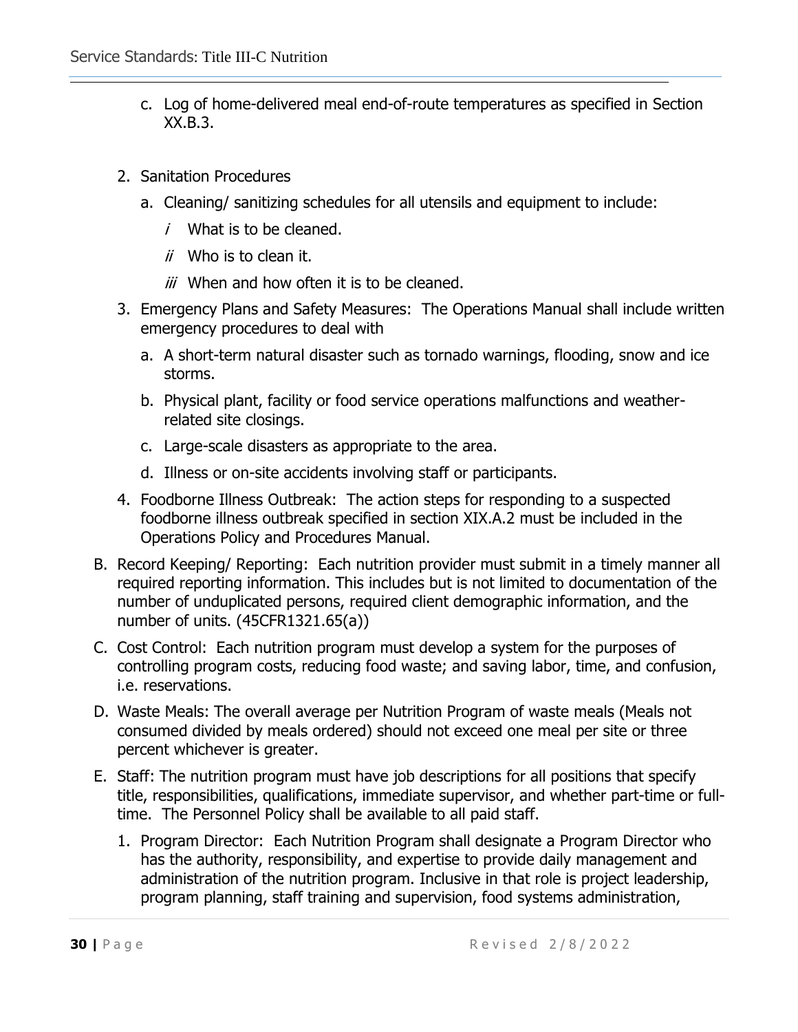c. Log of home-delivered meal end-of-route temperatures as specified in Section XX.B.3.

2. Sanitation Procedures
   a. Cleaning/ sanitizing schedules for all utensils and equipment to include:
      *i* What is to be cleaned.
      *ii* Who is to clean it.
      *iii* When and how often it is to be cleaned.
3. Emergency Plans and Safety Measures: The Operations Manual shall include written emergency procedures to deal with
   a. A short-term natural disaster such as tornado warnings, flooding, snow and ice storms.
   b. Physical plant, facility or food service operations malfunctions and weather-related site closings.
   c. Large-scale disasters as appropriate to the area.
   d. Illness or on-site accidents involving staff or participants.
4. Foodborne Illness Outbreak: The action steps for responding to a suspected foodborne illness outbreak specified in section XIX.A.2 must be included in the Operations Policy and Procedures Manual.

B. Record Keeping/ Reporting: Each nutrition provider must submit in a timely manner all required reporting information. This includes but is not limited to documentation of the number of unduplicated persons, required client demographic information, and the number of units. (45CFR1321.65(a))

C. Cost Control: Each nutrition program must develop a system for the purposes of controlling program costs, reducing food waste; and saving labor, time, and confusion, i.e. reservations.

D. Waste Meals: The overall average per Nutrition Program of waste meals (Meals not consumed divided by meals ordered) should not exceed one meal per site or three percent whichever is greater.

E. Staff: The nutrition program must have job descriptions for all positions that specify title, responsibilities, qualifications, immediate supervisor, and whether part-time or full-time. The Personnel Policy shall be available to all paid staff.
   1. Program Director: Each Nutrition Program shall designate a Program Director who has the authority, responsibility, and expertise to provide daily management and administration of the nutrition program. Inclusive in that role is project leadership, program planning, staff training and supervision, food systems administration,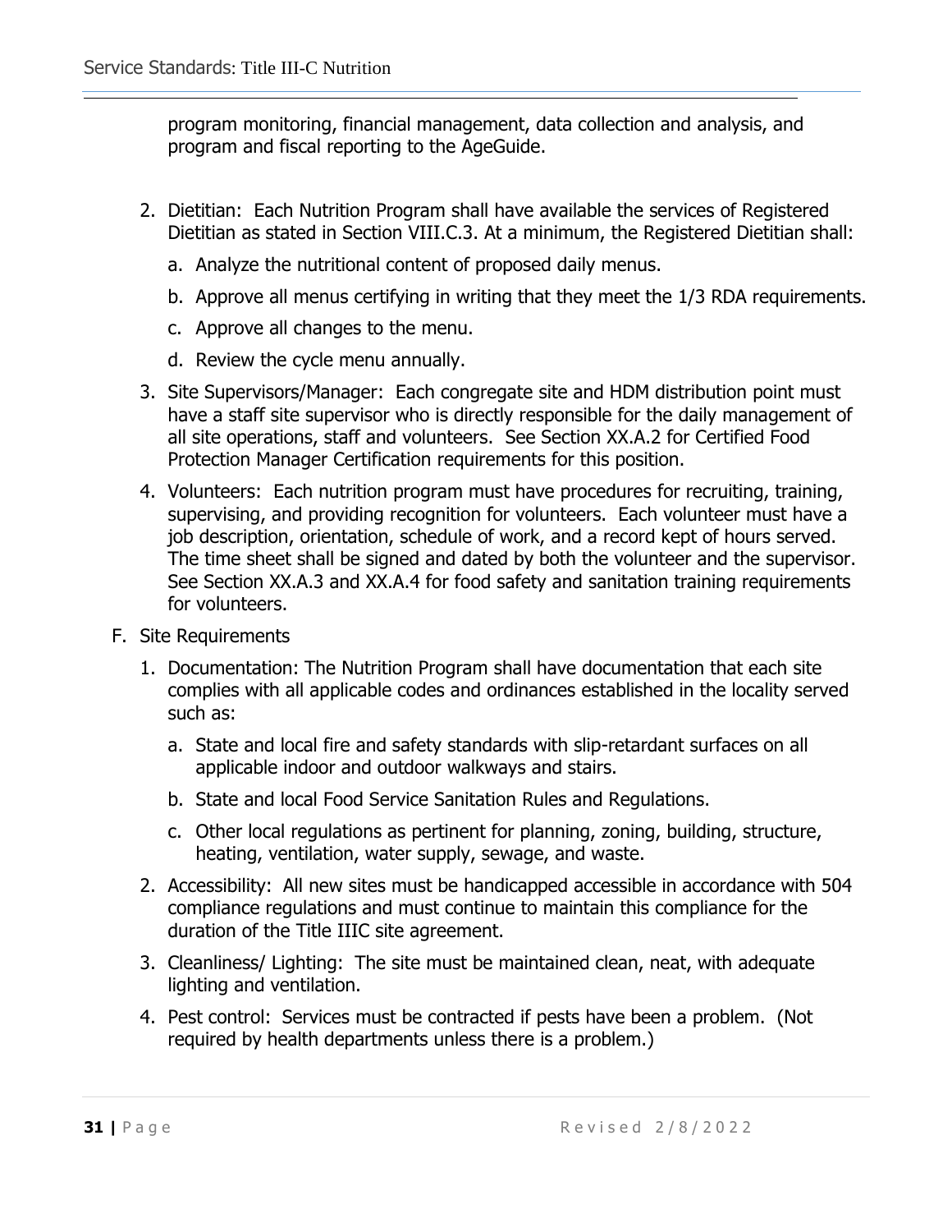program monitoring, financial management, data collection and analysis, and program and fiscal reporting to the AgeGuide.

2. Dietitian: Each Nutrition Program shall have available the services of Registered Dietitian as stated in Section VIII.C.3. At a minimum, the Registered Dietitian shall:
   a. Analyze the nutritional content of proposed daily menus.
   b. Approve all menus certifying in writing that they meet the 1/3 RDA requirements.
   c. Approve all changes to the menu.
   d. Review the cycle menu annually.
3. Site Supervisors/Manager: Each congregate site and HDM distribution point must have a staff site supervisor who is directly responsible for the daily management of all site operations, staff and volunteers. See Section XX.A.2 for Certified Food Protection Manager Certification requirements for this position.
4. Volunteers: Each nutrition program must have procedures for recruiting, training, supervising, and providing recognition for volunteers. Each volunteer must have a job description, orientation, schedule of work, and a record kept of hours served. The time sheet shall be signed and dated by both the volunteer and the supervisor. See Section XX.A.3 and XX.A.4 for food safety and sanitation training requirements for volunteers.

F. Site Requirements
   1. Documentation: The Nutrition Program shall have documentation that each site complies with all applicable codes and ordinances established in the locality served such as:
      a. State and local fire and safety standards with slip-retardant surfaces on all applicable indoor and outdoor walkways and stairs.
      b. State and local Food Service Sanitation Rules and Regulations.
      c. Other local regulations as pertinent for planning, zoning, building, structure, heating, ventilation, water supply, sewage, and waste.
   2. Accessibility: All new sites must be handicapped accessible in accordance with 504 compliance regulations and must continue to maintain this compliance for the duration of the Title IIIC site agreement.
   3. Cleanliness/ Lighting: The site must be maintained clean, neat, with adequate lighting and ventilation.
   4. Pest control: Services must be contracted if pests have been a problem. (Not required by health departments unless there is a problem.)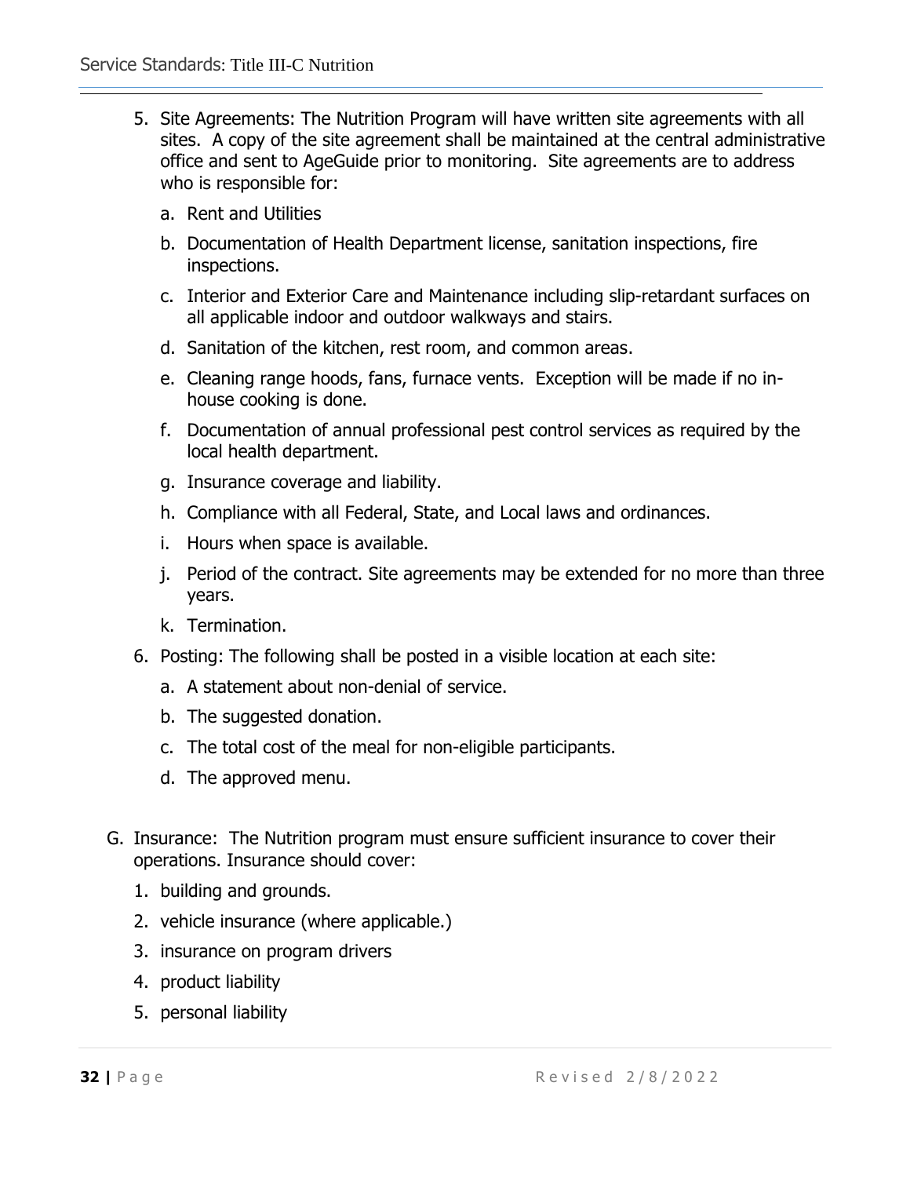5. Site Agreements: The Nutrition Program will have written site agreements with all sites. A copy of the site agreement shall be maintained at the central administrative office and sent to AgeGuide prior to monitoring. Site agreements are to address who is responsible for:
    a. Rent and Utilities
    b. Documentation of Health Department license, sanitation inspections, fire inspections.
    c. Interior and Exterior Care and Maintenance including slip-retardant surfaces on all applicable indoor and outdoor walkways and stairs.
    d. Sanitation of the kitchen, rest room, and common areas.
    e. Cleaning range hoods, fans, furnace vents. Exception will be made if no in-house cooking is done.
    f. Documentation of annual professional pest control services as required by the local health department.
    g. Insurance coverage and liability.
    h. Compliance with all Federal, State, and Local laws and ordinances.
    i. Hours when space is available.
    j. Period of the contract. Site agreements may be extended for no more than three years.
    k. Termination.
6. Posting: The following shall be posted in a visible location at each site:
    a. A statement about non-denial of service.
    b. The suggested donation.
    c. The total cost of the meal for non-eligible participants.
    d. The approved menu.

G. Insurance: The Nutrition program must ensure sufficient insurance to cover their operations. Insurance should cover:
    1. building and grounds.
    2. vehicle insurance (where applicable.)
    3. insurance on program drivers
    4. product liability
    5. personal liability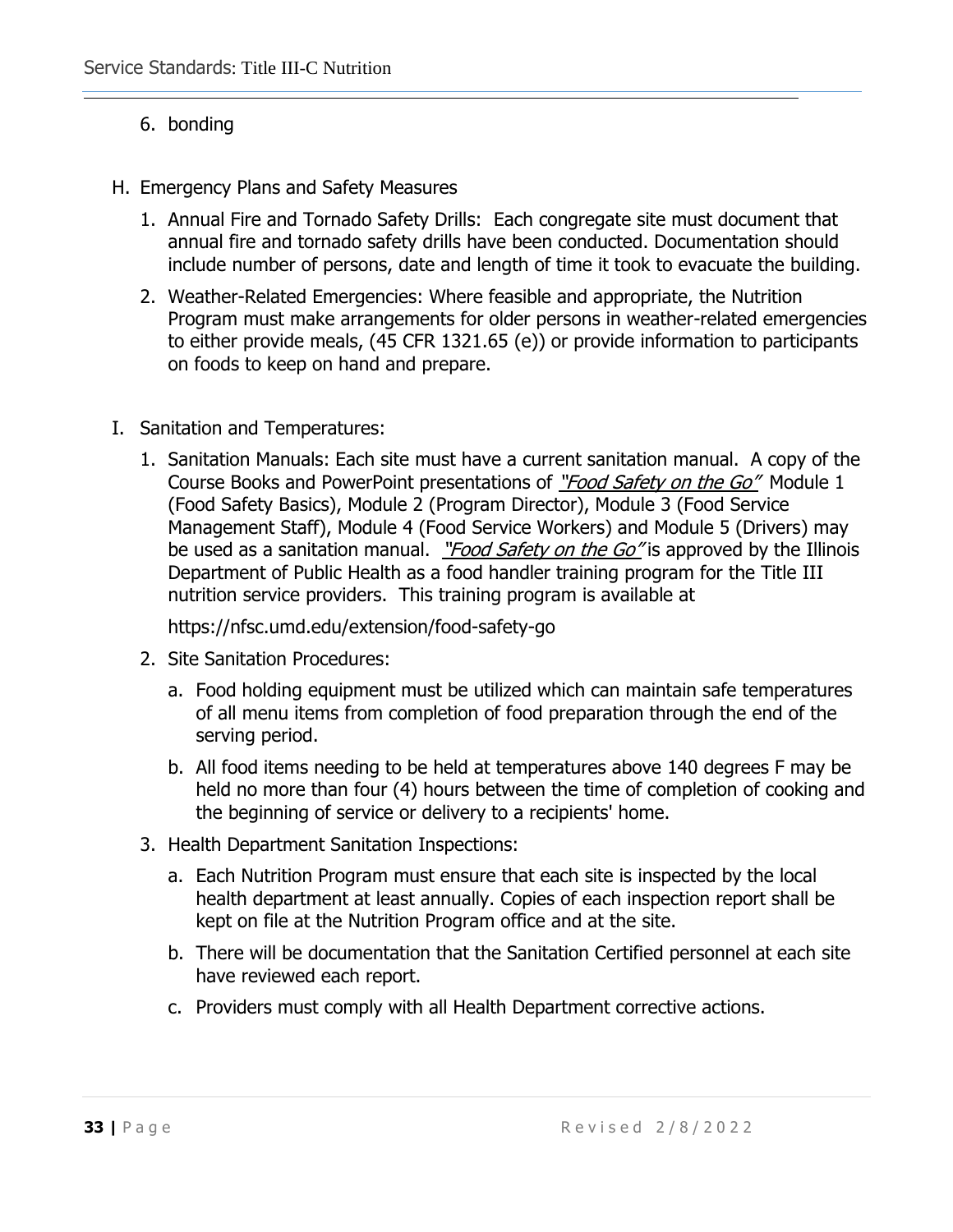6. bonding

H. Emergency Plans and Safety Measures

   1. Annual Fire and Tornado Safety Drills: Each congregate site must document that annual fire and tornado safety drills have been conducted. Documentation should include number of persons, date and length of time it took to evacuate the building.

   2. Weather-Related Emergencies: Where feasible and appropriate, the Nutrition Program must make arrangements for older persons in weather-related emergencies to either provide meals, (45 CFR 1321.65 (e)) or provide information to participants on foods to keep on hand and prepare.

I. Sanitation and Temperatures:

   1. Sanitation Manuals: Each site must have a current sanitation manual. A copy of the Course Books and PowerPoint presentations of *"Food Safety on the Go"* Module 1 (Food Safety Basics), Module 2 (Program Director), Module 3 (Food Service Management Staff), Module 4 (Food Service Workers) and Module 5 (Drivers) may be used as a sanitation manual. *"Food Safety on the Go"* is approved by the Illinois Department of Public Health as a food handler training program for the Title III nutrition service providers. This training program is available at

      https://nfsc.umd.edu/extension/food-safety-go

   2. Site Sanitation Procedures:

      a. Food holding equipment must be utilized which can maintain safe temperatures of all menu items from completion of food preparation through the end of the serving period.

      b. All food items needing to be held at temperatures above 140 degrees F may be held no more than four (4) hours between the time of completion of cooking and the beginning of service or delivery to a recipients' home.

   3. Health Department Sanitation Inspections:

      a. Each Nutrition Program must ensure that each site is inspected by the local health department at least annually. Copies of each inspection report shall be kept on file at the Nutrition Program office and at the site.

      b. There will be documentation that the Sanitation Certified personnel at each site have reviewed each report.

      c. Providers must comply with all Health Department corrective actions.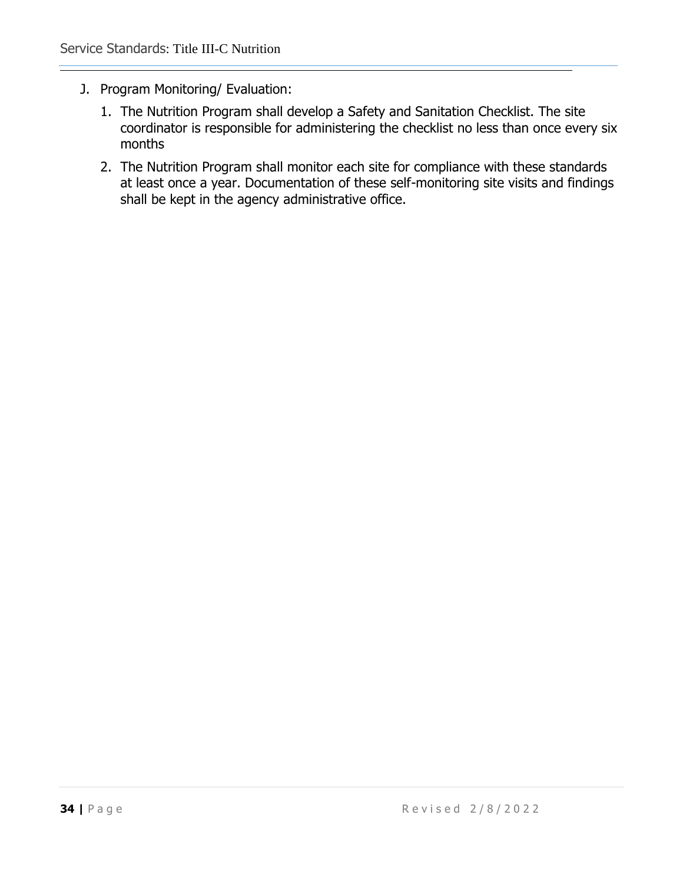J. Program Monitoring/ Evaluation:

   1. The Nutrition Program shall develop a Safety and Sanitation Checklist. The site coordinator is responsible for administering the checklist no less than once every six months

   2. The Nutrition Program shall monitor each site for compliance with these standards at least once a year. Documentation of these self-monitoring site visits and findings shall be kept in the agency administrative office.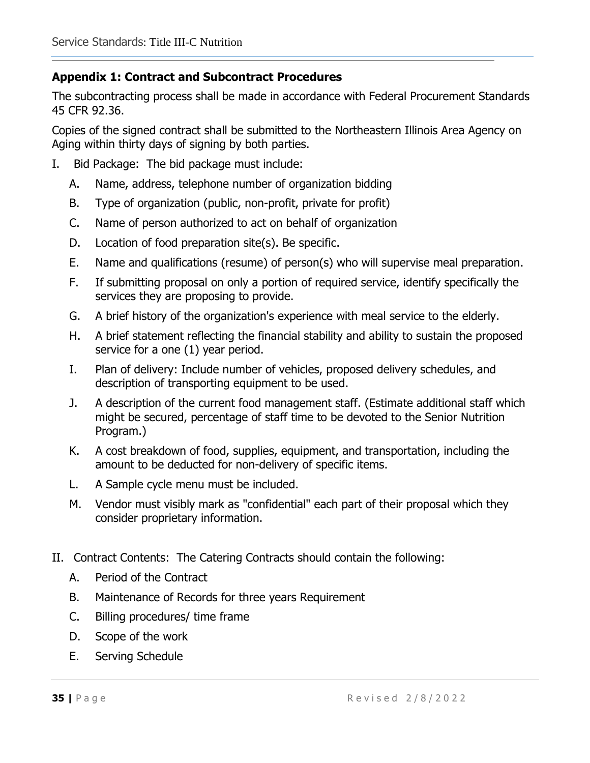## Appendix 1: Contract and Subcontract Procedures

The subcontracting process shall be made in accordance with Federal Procurement Standards 45 CFR 92.36.

Copies of the signed contract shall be submitted to the Northeastern Illinois Area Agency on Aging within thirty days of signing by both parties.

I. Bid Package: The bid package must include:

   A. Name, address, telephone number of organization bidding

   B. Type of organization (public, non-profit, private for profit)

   C. Name of person authorized to act on behalf of organization

   D. Location of food preparation site(s). Be specific.

   E. Name and qualifications (resume) of person(s) who will supervise meal preparation.

   F. If submitting proposal on only a portion of required service, identify specifically the services they are proposing to provide.

   G. A brief history of the organization's experience with meal service to the elderly.

   H. A brief statement reflecting the financial stability and ability to sustain the proposed service for a one (1) year period.

   I. Plan of delivery: Include number of vehicles, proposed delivery schedules, and description of transporting equipment to be used.

   J. A description of the current food management staff. (Estimate additional staff which might be secured, percentage of staff time to be devoted to the Senior Nutrition Program.)

   K. A cost breakdown of food, supplies, equipment, and transportation, including the amount to be deducted for non-delivery of specific items.

   L. A Sample cycle menu must be included.

   M. Vendor must visibly mark as "confidential" each part of their proposal which they consider proprietary information.

II. Contract Contents: The Catering Contracts should contain the following:

   A. Period of the Contract

   B. Maintenance of Records for three years Requirement

   C. Billing procedures/ time frame

   D. Scope of the work

   E. Serving Schedule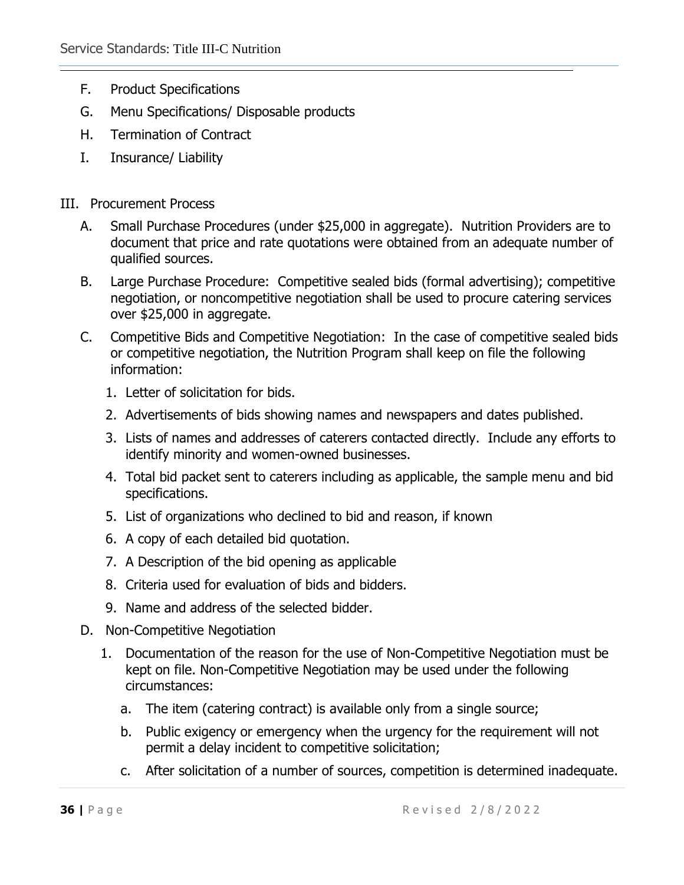F. Product Specifications

G. Menu Specifications/ Disposable products

H. Termination of Contract

I. Insurance/ Liability

III. Procurement Process

A. Small Purchase Procedures (under $25,000 in aggregate). Nutrition Providers are to document that price and rate quotations were obtained from an adequate number of qualified sources.

B. Large Purchase Procedure: Competitive sealed bids (formal advertising); competitive negotiation, or noncompetitive negotiation shall be used to procure catering services over $25,000 in aggregate.

C. Competitive Bids and Competitive Negotiation: In the case of competitive sealed bids or competitive negotiation, the Nutrition Program shall keep on file the following information:

1. Letter of solicitation for bids.
2. Advertisements of bids showing names and newspapers and dates published.
3. Lists of names and addresses of caterers contacted directly. Include any efforts to identify minority and women-owned businesses.
4. Total bid packet sent to caterers including as applicable, the sample menu and bid specifications.
5. List of organizations who declined to bid and reason, if known
6. A copy of each detailed bid quotation.
7. A Description of the bid opening as applicable
8. Criteria used for evaluation of bids and bidders.
9. Name and address of the selected bidder.

D. Non-Competitive Negotiation

1. Documentation of the reason for the use of Non-Competitive Negotiation must be kept on file. Non-Competitive Negotiation may be used under the following circumstances:

   a. The item (catering contract) is available only from a single source;

   b. Public exigency or emergency when the urgency for the requirement will not permit a delay incident to competitive solicitation;

   c. After solicitation of a number of sources, competition is determined inadequate.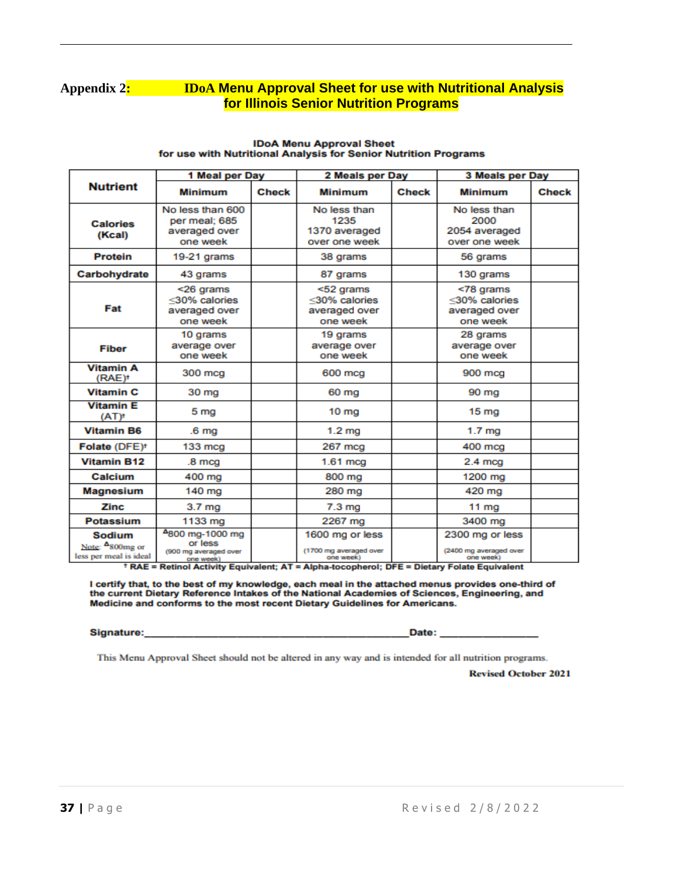**Appendix 2: IDoA Menu Approval Sheet for use with Nutritional Analysis for Illinois Senior Nutrition Programs**

**IDoA Menu Approval Sheet**
**for use with Nutritional Analysis for Senior Nutrition Programs**

| Nutrient | 1 Meal per Day | | 2 Meals per Day | | 3 Meals per Day | |
|---|---|---|---|---|---|---|
| | Minimum | Check | Minimum | Check | Minimum | Check |
| **Calories (Kcal)** | No less than 600 per meal; 685 averaged over one week | | No less than 1235 1370 averaged over one week | | No less than 2000 2054 averaged over one week | |
| **Protein** | 19-21 grams | | 38 grams | | 56 grams | |
| **Carbohydrate** | 43 grams | | 87 grams | | 130 grams | |
| **Fat** | <26 grams ≤30% calories averaged over one week | | <52 grams ≤30% calories averaged over one week | | <78 grams ≤30% calories averaged over one week | |
| **Fiber** | 10 grams average over one week | | 19 grams average over one week | | 28 grams average over one week | |
| **Vitamin A (RAE)†** | 300 mcg | | 600 mcg | | 900 mcg | |
| **Vitamin C** | 30 mg | | 60 mg | | 90 mg | |
| **Vitamin E (AT)†** | 5 mg | | 10 mg | | 15 mg | |
| **Vitamin B6** | .6 mg | | 1.2 mg | | 1.7 mg | |
| **Folate (DFE)†** | 133 mcg | | 267 mcg | | 400 mcg | |
| **Vitamin B12** | .8 mcg | | 1.61 mcg | | 2.4 mcg | |
| **Calcium** | 400 mg | | 800 mg | | 1200 mg | |
| **Magnesium** | 140 mg | | 280 mg | | 420 mg | |
| **Zinc** | 3.7 mg | | 7.3 mg | | 11 mg | |
| **Potassium** | 1133 mg | | 2267 mg | | 3400 mg | |
| **Sodium** Note: ^Δ^800mg or less per meal is ideal | ^Δ^800 mg-1000 mg or less (900 mg averaged over one week) | | 1600 mg or less (1700 mg averaged over one week) | | 2300 mg or less (2400 mg averaged over one week) | |

**† RAE = Retinol Activity Equivalent; AT = Alpha-tocopherol; DFE = Dietary Folate Equivalent**

**I certify that, to the best of my knowledge, each meal in the attached menus provides one-third of the current Dietary Reference Intakes of the National Academies of Sciences, Engineering, and Medicine and conforms to the most recent Dietary Guidelines for Americans.**

**Signature:**\_\_\_\_\_\_\_\_\_\_\_\_\_\_\_\_\_\_\_\_\_\_\_\_\_\_\_\_\_\_\_\_\_\_\_\_\_\_\_\_ **Date:** \_\_\_\_\_\_\_\_\_\_\_\_\_\_\_

This Menu Approval Sheet should not be altered in any way and is intended for all nutrition programs.

**Revised October 2021**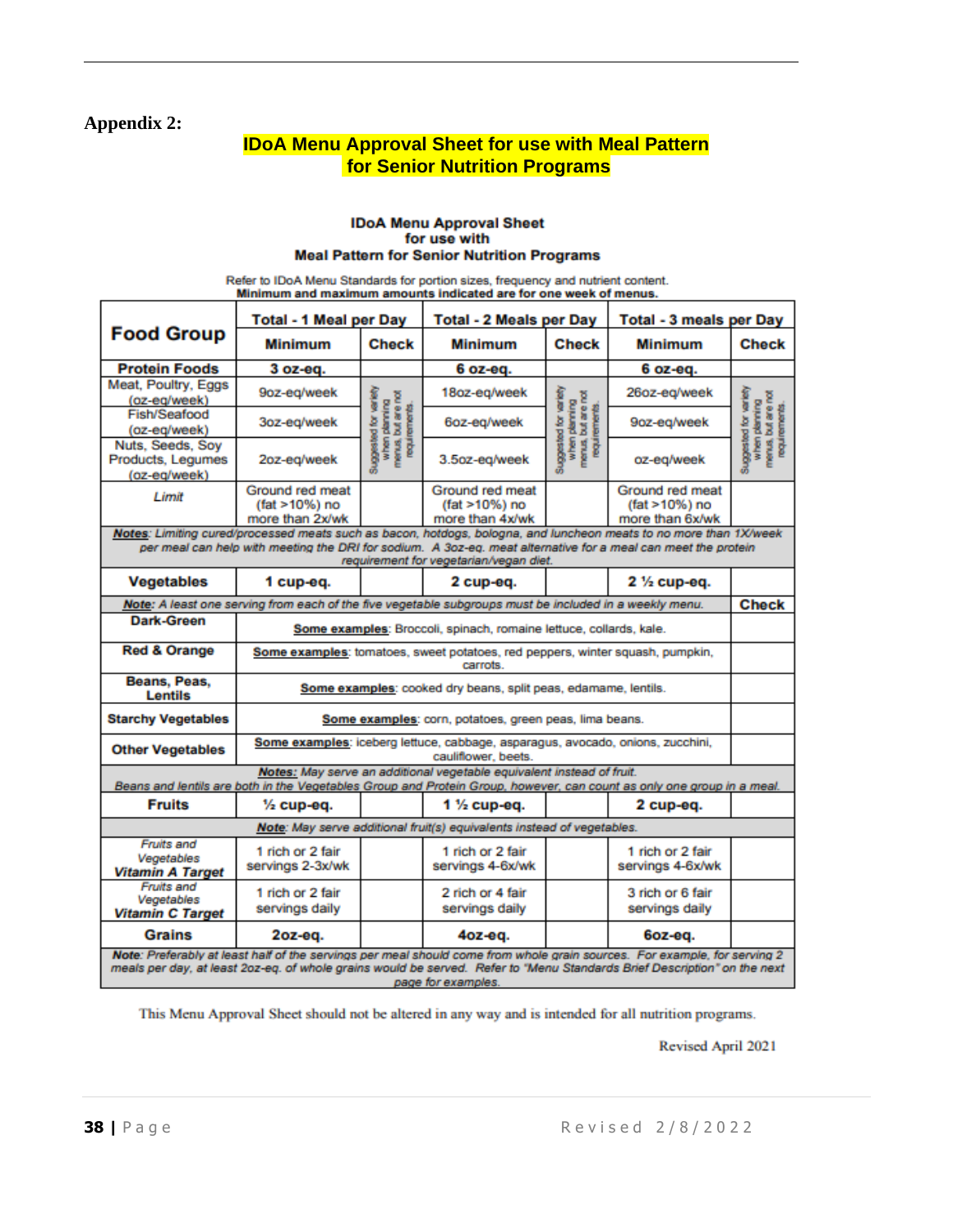**Appendix 2:**

## IDoA Menu Approval Sheet for use with Meal Pattern for Senior Nutrition Programs

### IDoA Menu Approval Sheet for use with Meal Pattern for Senior Nutrition Programs

Refer to IDoA Menu Standards for portion sizes, frequency and nutrient content.
**Minimum and maximum amounts indicated are for one week of menus.**

| Food Group | Total - 1 Meal per Day | | Total - 2 Meals per Day | | Total - 3 meals per Day | |
|---|---|---|---|---|---|---|
| | Minimum | Check | Minimum | Check | Minimum | Check |
| **Protein Foods** | **3 oz-eq.** | | **6 oz-eq.** | | **6 oz-eq.** | |
| Meat, Poultry, Eggs (oz-eq/week) | 9oz-eq/week | Suggested for variety when planning menus, but are not requirements. | 18oz-eq/week | Suggested for variety when planning menus, but are not requirements. | 26oz-eq/week | Suggested for variety when planning menus, but are not requirements. |
| Fish/Seafood (oz-eq/week) | 3oz-eq/week | | 6oz-eq/week | | 9oz-eq/week | |
| Nuts, Seeds, Soy Products, Legumes (oz-eq/week) | 2oz-eq/week | | 3.5oz-eq/week | | oz-eq/week | |
| *Limit* | Ground red meat (fat >10%) no more than 2x/wk | | Ground red meat (fat >10%) no more than 4x/wk | | Ground red meat (fat >10%) no more than 6x/wk | |
| ***Notes**: Limiting cured/processed meats such as bacon, hotdogs, bologna, and luncheon meats to no more than 1X/week per meal can help with meeting the DRI for sodium. A 3oz-eq. meat alternative for a meal can meet the protein requirement for vegetarian/vegan diet.* | | | | | | |
| **Vegetables** | **1 cup-eq.** | | **2 cup-eq.** | | **2 ½ cup-eq.** | |
| ***Note**: A least one serving from each of the five vegetable subgroups must be included in a weekly menu.* | | | | | | **Check** |
| **Dark-Green** | **Some examples**: Broccoli, spinach, romaine lettuce, collards, kale. | | | | | |
| **Red & Orange** | **Some examples**: tomatoes, sweet potatoes, red peppers, winter squash, pumpkin, carrots. | | | | | |
| **Beans, Peas, Lentils** | **Some examples**: cooked dry beans, split peas, edamame, lentils. | | | | | |
| **Starchy Vegetables** | **Some examples**: corn, potatoes, green peas, lima beans. | | | | | |
| **Other Vegetables** | **Some examples**: iceberg lettuce, cabbage, asparagus, avocado, onions, zucchini, cauliflower, beets. | | | | | |
| ***Notes:** May serve an additional vegetable equivalent instead of fruit. Beans and lentils are both in the Vegetables Group and Protein Group, however, can count as only one group in a meal.* | | | | | | |
| **Fruits** | **½ cup-eq.** | | **1 ½ cup-eq.** | | **2 cup-eq.** | |
| ***Note**: May serve additional fruit(s) equivalents instead of vegetables.* | | | | | | |
| *Fruits and Vegetables* ***Vitamin A Target*** | 1 rich or 2 fair servings 2-3x/wk | | 1 rich or 2 fair servings 4-6x/wk | | 1 rich or 2 fair servings 4-6x/wk | |
| *Fruits and Vegetables* ***Vitamin C Target*** | 1 rich or 2 fair servings daily | | 2 rich or 4 fair servings daily | | 3 rich or 6 fair servings daily | |
| **Grains** | **2oz-eq.** | | **4oz-eq.** | | **6oz-eq.** | |
| ***Note**: Preferably at least half of the servings per meal should come from whole grain sources. For example, for serving 2 meals per day, at least 2oz-eq. of whole grains would be served. Refer to "Menu Standards Brief Description" on the next page for examples.* | | | | | | |

This Menu Approval Sheet should not be altered in any way and is intended for all nutrition programs.

Revised April 2021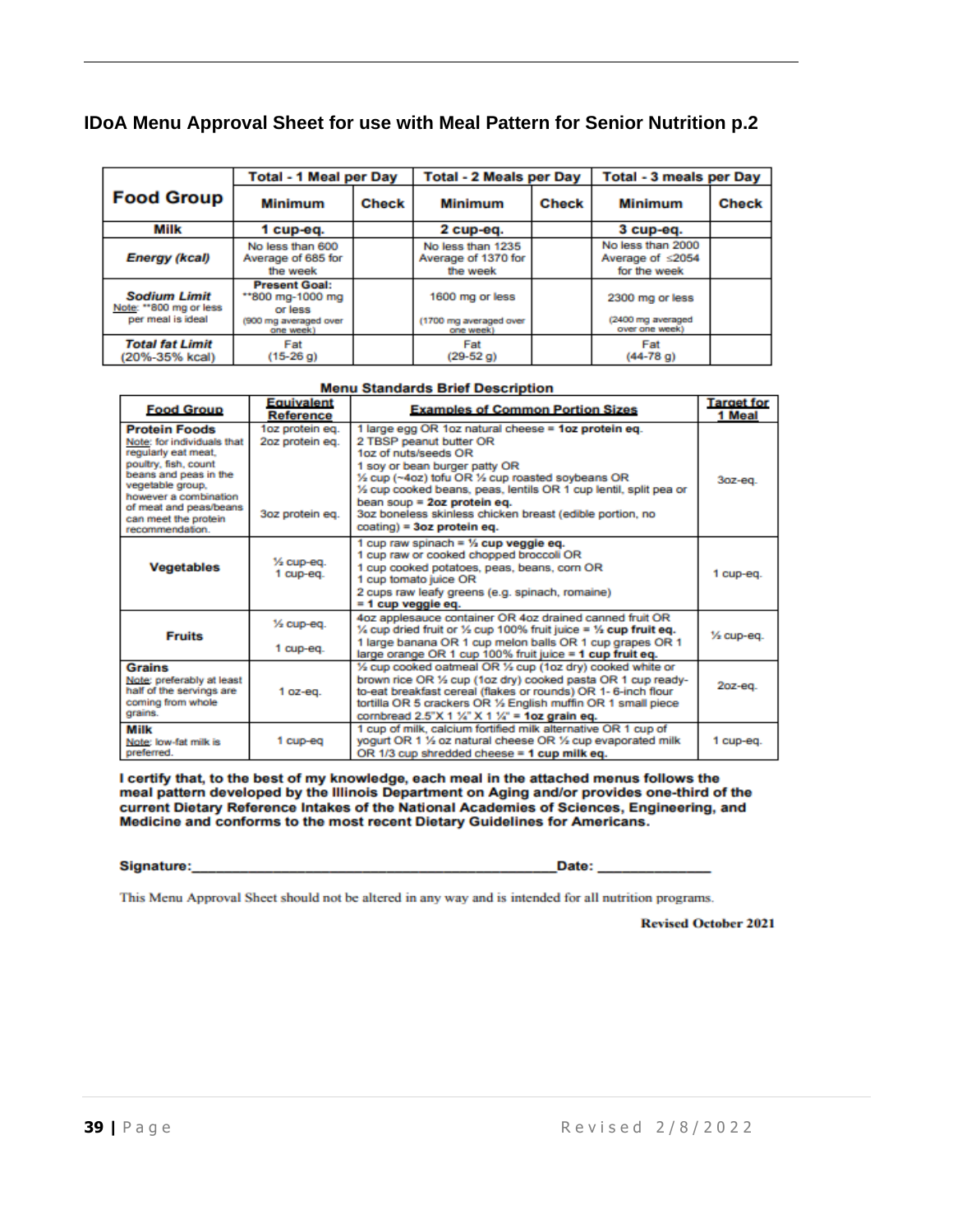## IDoA Menu Approval Sheet for use with Meal Pattern for Senior Nutrition p.2

| Food Group | Total - 1 Meal per Day | | Total - 2 Meals per Day | | Total - 3 meals per Day | |
|---|---|---|---|---|---|---|
| | **Minimum** | **Check** | **Minimum** | **Check** | **Minimum** | **Check** |
| **Milk** | **1 cup-eq.** | | **2 cup-eq.** | | **3 cup-eq.** | |
| ***Energy (kcal)*** | No less than 600 Average of 685 for the week | | No less than 1235 Average of 1370 for the week | | No less than 2000 Average of ≤2054 for the week | |
| ***Sodium Limit*** Note: **800 mg or less per meal is ideal | **Present Goal:** **800 mg-1000 mg or less (900 mg averaged over one week) | | 1600 mg or less (1700 mg averaged over one week) | | 2300 mg or less (2400 mg averaged over one week) | |
| ***Total fat Limit*** (20%-35% kcal) | Fat (15-26 g) | | Fat (29-52 g) | | Fat (44-78 g) | |

**Menu Standards Brief Description**

| Food Group | Equivalent Reference | Examples of Common Portion Sizes | Target for 1 Meal |
|---|---|---|---|
| **Protein Foods** Note: for individuals that regularly eat meat, poultry, fish, count beans and peas in the vegetable group, however a combination of meat and peas/beans can meet the protein recommendation. | 1oz protein eq. 2oz protein eq. 3oz protein eq. | 1 large egg OR 1oz natural cheese = **1oz protein eq.** 2 TBSP peanut butter OR 1oz of nuts/seeds OR 1 soy or bean burger patty OR ½ cup (~4oz) tofu OR ⅓ cup roasted soybeans OR ½ cup cooked beans, peas, lentils OR 1 cup lentil, split pea or bean soup = **2oz protein eq.** 3oz boneless skinless chicken breast (edible portion, no coating) = **3oz protein eq.** | 3oz-eq. |
| **Vegetables** | ½ cup-eq. 1 cup-eq. | 1 cup raw spinach = **½ cup veggie eq.** 1 cup raw or cooked chopped broccoli OR 1 cup cooked potatoes, peas, beans, corn OR 1 cup tomato juice OR 2 cups raw leafy greens (e.g. spinach, romaine) **= 1 cup veggie eq.** | 1 cup-eq. |
| **Fruits** | ½ cup-eq. 1 cup-eq. | 4oz applesauce container OR 4oz drained canned fruit OR ¼ cup dried fruit or ½ cup 100% fruit juice = **½ cup fruit eq.** 1 large banana OR 1 cup melon balls OR 1 cup grapes OR 1 large orange OR 1 cup 100% fruit juice = **1 cup fruit eq.** | ½ cup-eq. |
| **Grains** Note: preferably at least half of the servings are coming from whole grains. | 1 oz-eq. | ½ cup cooked oatmeal OR ½ cup (1oz dry) cooked white or brown rice OR ½ cup (1oz dry) cooked pasta OR 1 cup ready-to-eat breakfast cereal (flakes or rounds) OR 1- 6-inch flour tortilla OR 5 crackers OR ½ English muffin OR 1 small piece cornbread 2.5"X 1 ¼" X 1 ¼" = **1oz grain eq.** | 2oz-eq. |
| **Milk** Note: low-fat milk is preferred. | 1 cup-eq | 1 cup of milk, calcium fortified milk alternative OR 1 cup of yogurt OR 1 ½ oz natural cheese OR ½ cup evaporated milk OR 1/3 cup shredded cheese = **1 cup milk eq.** | 1 cup-eq. |

**I certify that, to the best of my knowledge, each meal in the attached menus follows the meal pattern developed by the Illinois Department on Aging and/or provides one-third of the current Dietary Reference Intakes of the National Academies of Sciences, Engineering, and Medicine and conforms to the most recent Dietary Guidelines for Americans.**

**Signature:**_______________________________________**Date:** _____________

This Menu Approval Sheet should not be altered in any way and is intended for all nutrition programs.

**Revised October 2021**